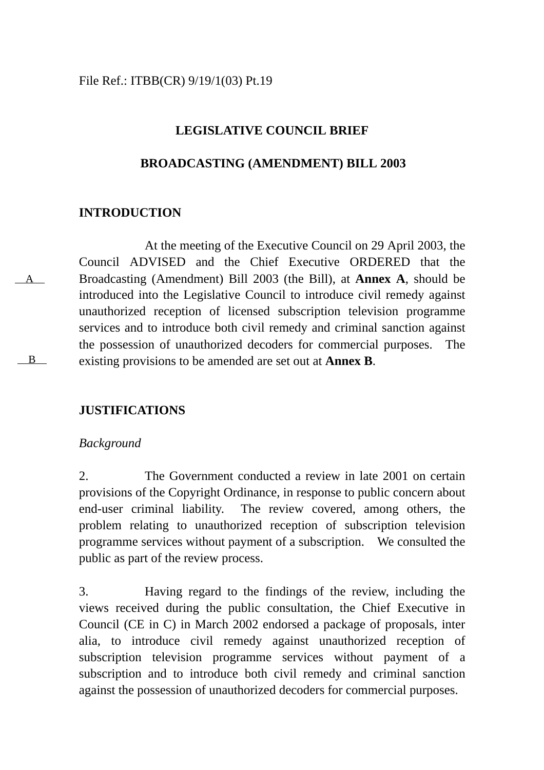File Ref.: ITBB(CR) 9/19/1(03) Pt.19

# LEGISLATIVE COUNCIL BRIEF

# BROADCASTING (AMENDMENT) BILL 2003

## INTRODUCTION

At the meeting of the Executive Council on 29 April 2003, the Council ADVISED and the Chief Executive ORDERED that the Broadcasting (Amendment) Bill 2003 (the Bill), at **Annex A**, should be introduced into the Legislative Council to introduce civil remedy against unauthorized reception of licensed subscription television programme services and to introduce both civil remedy and criminal sanction against the possession of unauthorized decoders for commercial purposes. The existing provisions to be amended are set out at **Annex B**.

## JUSTIFICATIONS

*Background*

2. The Government conducted a review in late 2001 on certain provisions of the Copyright Ordinance, in response to public concern about end-user criminal liability. The review covered, among others, the problem relating to unauthorized reception of subscription television programme services without payment of a subscription. We consulted the public as part of the review process.

3. Having regard to the findings of the review, including the views received during the public consultation, the Chief Executive in Council (CE in C) in March 2002 endorsed a package of proposals, inter alia, to introduce civil remedy against unauthorized reception of subscription television programme services without payment of a subscription and to introduce both civil remedy and criminal sanction against the possession of unauthorized decoders for commercial purposes.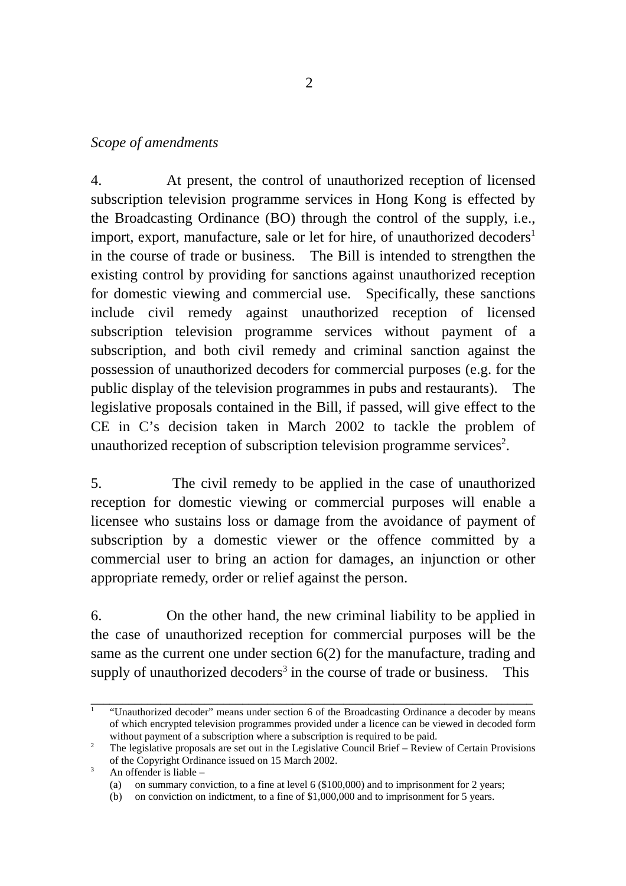*Scope of amendments*

4. At present, the control of unauthorized reception of licensed subscription television programme services in Hong Kong is effected by the Broadcasting Ordinance (BO) through the control of the supply, i.e., import, export, manufacture, sale or let for hire, of unauthorized decoders[1] in the course of trade or business. The Bill is intended to strengthen the existing control by providing for sanctions against unauthorized reception for domestic viewing and commercial use. Specifically, these sanctions include civil remedy against unauthorized reception of licensed subscription television programme services without payment of a subscription, and both civil remedy and criminal sanction against the possession of unauthorized decoders for commercial purposes (e.g. for the public display of the television programmes in pubs and restaurants). The legislative proposals contained in the Bill, if passed, will give effect to the CE in C's decision taken in March 2002 to tackle the problem of unauthorized reception of subscription television programme services[2].

5. The civil remedy to be applied in the case of unauthorized reception for domestic viewing or commercial purposes will enable a licensee who sustains loss or damage from the avoidance of payment of subscription by a domestic viewer or the offence committed by a commercial user to bring an action for damages, an injunction or other appropriate remedy, order or relief against the person.

6. On the other hand, the new criminal liability to be applied in the case of unauthorized reception for commercial purposes will be the same as the current one under section 6(2) for the manufacture, trading and supply of unauthorized decoders[3] in the course of trade or business. This

---

[1] "Unauthorized decoder" means under section 6 of the Broadcasting Ordinance a decoder by means of which encrypted television programmes provided under a licence can be viewed in decoded form without payment of a subscription where a subscription is required to be paid.

[2] The legislative proposals are set out in the Legislative Council Brief – Review of Certain Provisions of the Copyright Ordinance issued on 15 March 2002.

[3] An offender is liable –
(a) on summary conviction, to a fine at level 6 ($100,000) and to imprisonment for 2 years;
(b) on conviction on indictment, to a fine of $1,000,000 and to imprisonment for 5 years.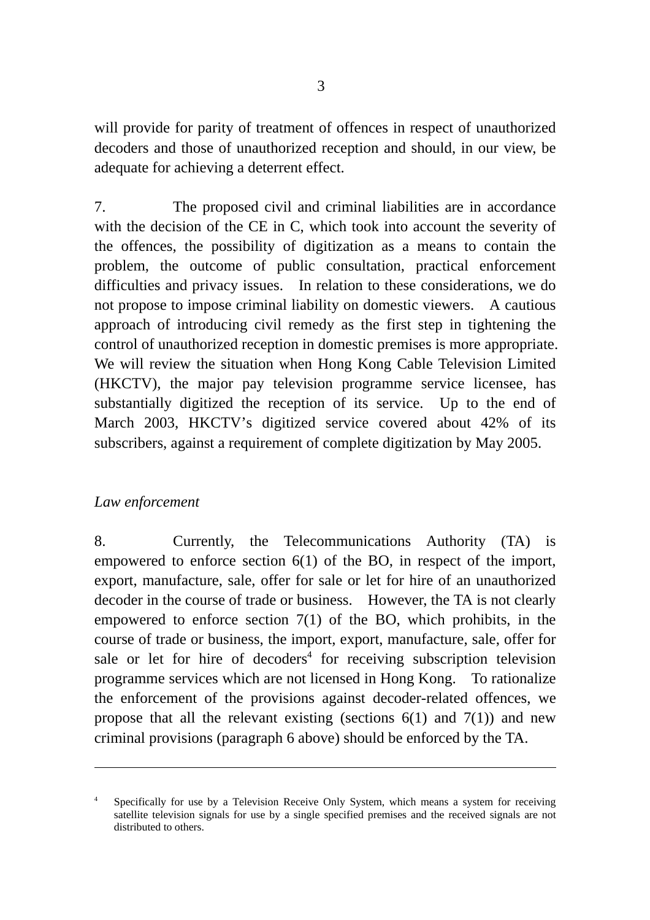will provide for parity of treatment of offences in respect of unauthorized decoders and those of unauthorized reception and should, in our view, be adequate for achieving a deterrent effect.

7. The proposed civil and criminal liabilities are in accordance with the decision of the CE in C, which took into account the severity of the offences, the possibility of digitization as a means to contain the problem, the outcome of public consultation, practical enforcement difficulties and privacy issues. In relation to these considerations, we do not propose to impose criminal liability on domestic viewers. A cautious approach of introducing civil remedy as the first step in tightening the control of unauthorized reception in domestic premises is more appropriate. We will review the situation when Hong Kong Cable Television Limited (HKCTV), the major pay television programme service licensee, has substantially digitized the reception of its service. Up to the end of March 2003, HKCTV's digitized service covered about 42% of its subscribers, against a requirement of complete digitization by May 2005.

*Law enforcement*

8. Currently, the Telecommunications Authority (TA) is empowered to enforce section 6(1) of the BO, in respect of the import, export, manufacture, sale, offer for sale or let for hire of an unauthorized decoder in the course of trade or business. However, the TA is not clearly empowered to enforce section 7(1) of the BO, which prohibits, in the course of trade or business, the import, export, manufacture, sale, offer for sale or let for hire of decoders[4] for receiving subscription television programme services which are not licensed in Hong Kong. To rationalize the enforcement of the provisions against decoder-related offences, we propose that all the relevant existing (sections 6(1) and 7(1)) and new criminal provisions (paragraph 6 above) should be enforced by the TA.

---

[4] Specifically for use by a Television Receive Only System, which means a system for receiving satellite television signals for use by a single specified premises and the received signals are not distributed to others.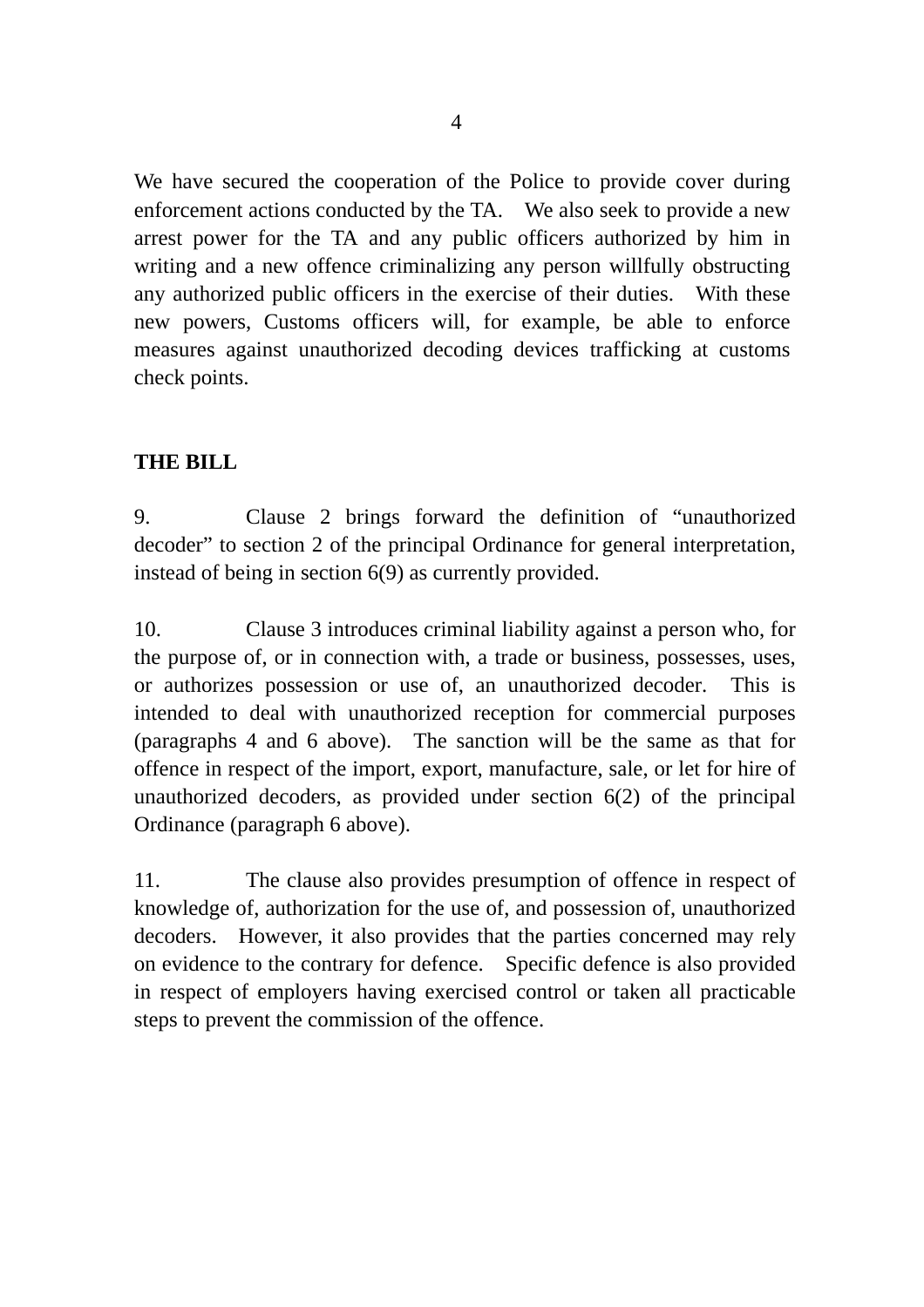We have secured the cooperation of the Police to provide cover during enforcement actions conducted by the TA. We also seek to provide a new arrest power for the TA and any public officers authorized by him in writing and a new offence criminalizing any person willfully obstructing any authorized public officers in the exercise of their duties. With these new powers, Customs officers will, for example, be able to enforce measures against unauthorized decoding devices trafficking at customs check points.

## THE BILL

9. Clause 2 brings forward the definition of "unauthorized decoder" to section 2 of the principal Ordinance for general interpretation, instead of being in section 6(9) as currently provided.

10. Clause 3 introduces criminal liability against a person who, for the purpose of, or in connection with, a trade or business, possesses, uses, or authorizes possession or use of, an unauthorized decoder. This is intended to deal with unauthorized reception for commercial purposes (paragraphs 4 and 6 above). The sanction will be the same as that for offence in respect of the import, export, manufacture, sale, or let for hire of unauthorized decoders, as provided under section 6(2) of the principal Ordinance (paragraph 6 above).

11. The clause also provides presumption of offence in respect of knowledge of, authorization for the use of, and possession of, unauthorized decoders. However, it also provides that the parties concerned may rely on evidence to the contrary for defence. Specific defence is also provided in respect of employers having exercised control or taken all practicable steps to prevent the commission of the offence.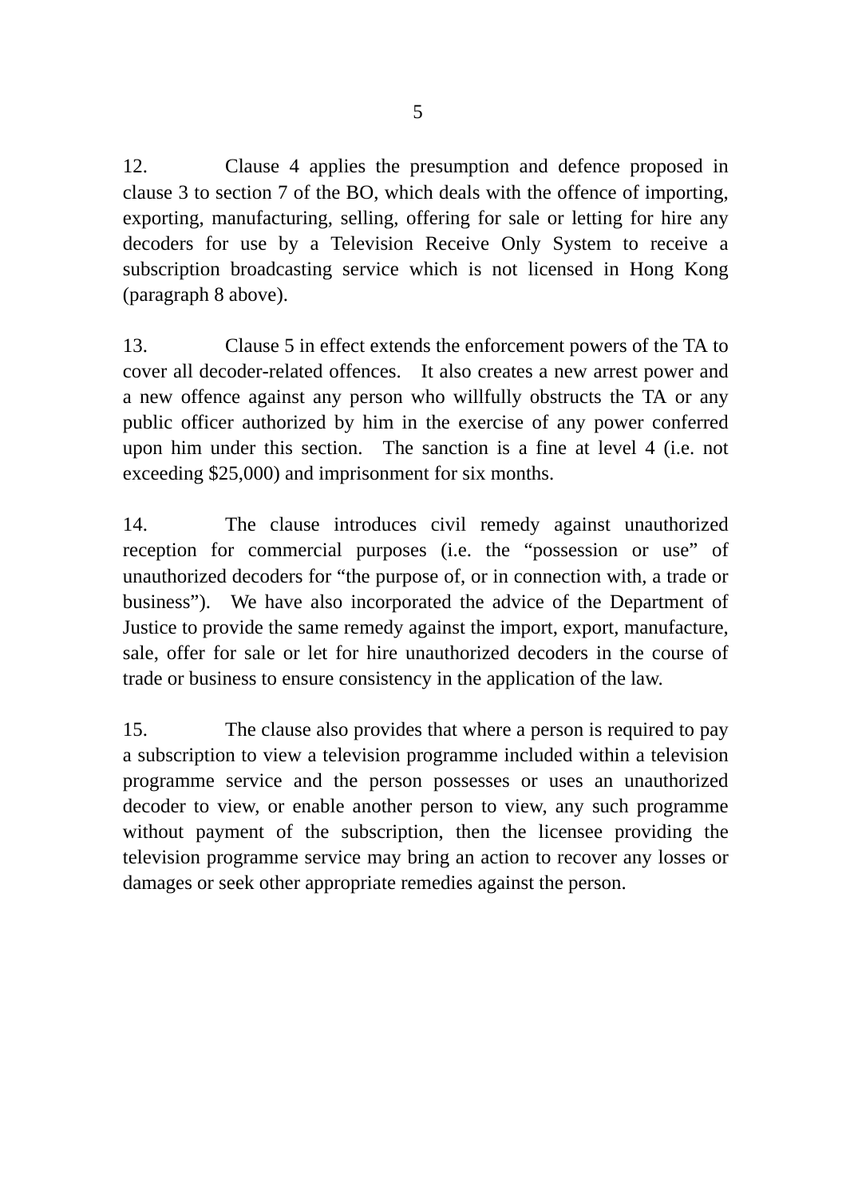12. Clause 4 applies the presumption and defence proposed in clause 3 to section 7 of the BO, which deals with the offence of importing, exporting, manufacturing, selling, offering for sale or letting for hire any decoders for use by a Television Receive Only System to receive a subscription broadcasting service which is not licensed in Hong Kong (paragraph 8 above).

13. Clause 5 in effect extends the enforcement powers of the TA to cover all decoder-related offences. It also creates a new arrest power and a new offence against any person who willfully obstructs the TA or any public officer authorized by him in the exercise of any power conferred upon him under this section. The sanction is a fine at level 4 (i.e. not exceeding $25,000) and imprisonment for six months.

14. The clause introduces civil remedy against unauthorized reception for commercial purposes (i.e. the "possession or use" of unauthorized decoders for "the purpose of, or in connection with, a trade or business"). We have also incorporated the advice of the Department of Justice to provide the same remedy against the import, export, manufacture, sale, offer for sale or let for hire unauthorized decoders in the course of trade or business to ensure consistency in the application of the law.

15. The clause also provides that where a person is required to pay a subscription to view a television programme included within a television programme service and the person possesses or uses an unauthorized decoder to view, or enable another person to view, any such programme without payment of the subscription, then the licensee providing the television programme service may bring an action to recover any losses or damages or seek other appropriate remedies against the person.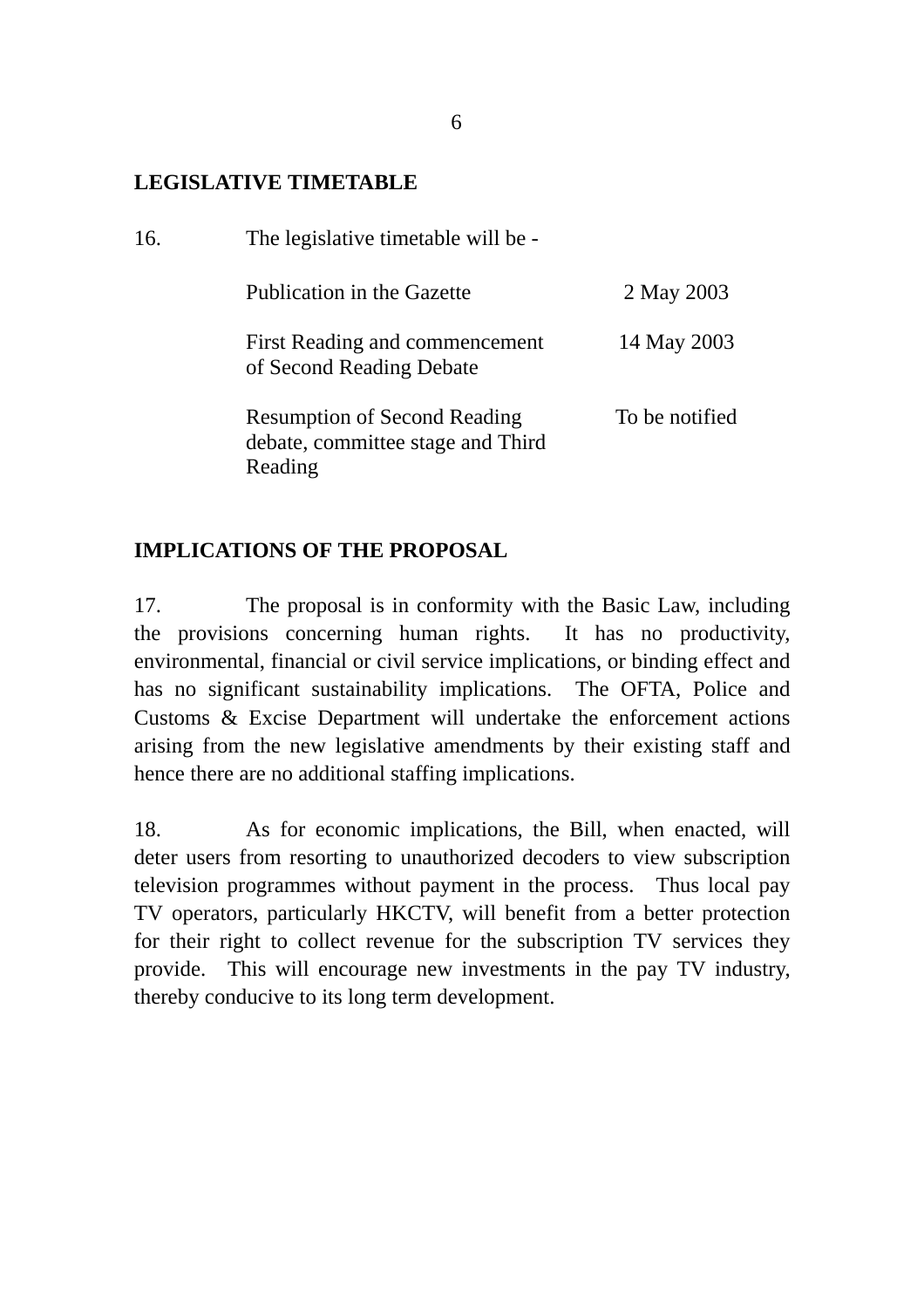## LEGISLATIVE TIMETABLE

16. The legislative timetable will be -

| | |
|---|---|
| Publication in the Gazette | 2 May 2003 |
| First Reading and commencement of Second Reading Debate | 14 May 2003 |
| Resumption of Second Reading debate, committee stage and Third Reading | To be notified |

## IMPLICATIONS OF THE PROPOSAL

17. The proposal is in conformity with the Basic Law, including the provisions concerning human rights. It has no productivity, environmental, financial or civil service implications, or binding effect and has no significant sustainability implications. The OFTA, Police and Customs & Excise Department will undertake the enforcement actions arising from the new legislative amendments by their existing staff and hence there are no additional staffing implications.

18. As for economic implications, the Bill, when enacted, will deter users from resorting to unauthorized decoders to view subscription television programmes without payment in the process. Thus local pay TV operators, particularly HKCTV, will benefit from a better protection for their right to collect revenue for the subscription TV services they provide. This will encourage new investments in the pay TV industry, thereby conducive to its long term development.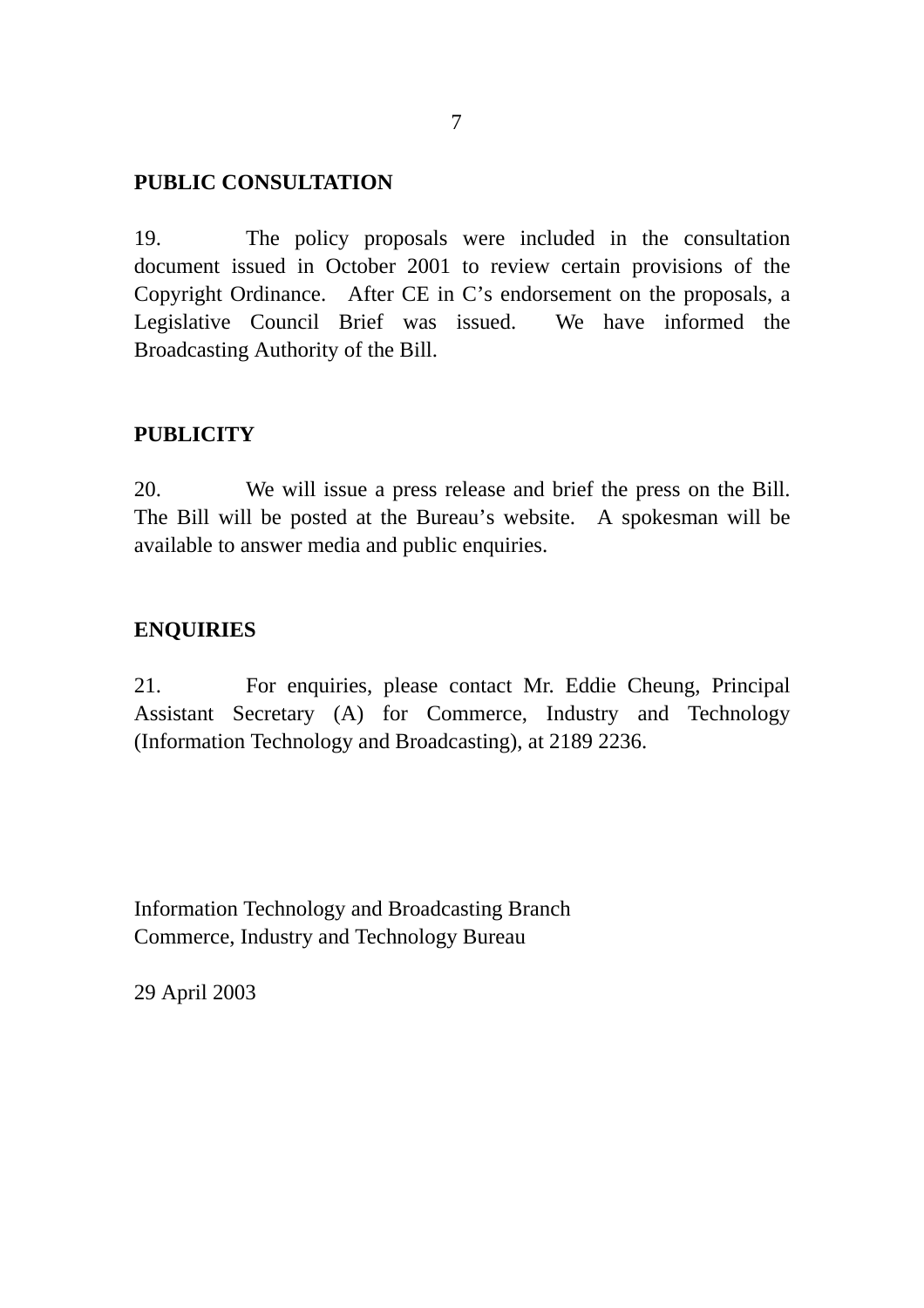## PUBLIC CONSULTATION

19. The policy proposals were included in the consultation document issued in October 2001 to review certain provisions of the Copyright Ordinance. After CE in C's endorsement on the proposals, a Legislative Council Brief was issued. We have informed the Broadcasting Authority of the Bill.

## PUBLICITY

20. We will issue a press release and brief the press on the Bill. The Bill will be posted at the Bureau's website. A spokesman will be available to answer media and public enquiries.

## ENQUIRIES

21. For enquiries, please contact Mr. Eddie Cheung, Principal Assistant Secretary (A) for Commerce, Industry and Technology (Information Technology and Broadcasting), at 2189 2236.

Information Technology and Broadcasting Branch
Commerce, Industry and Technology Bureau

29 April 2003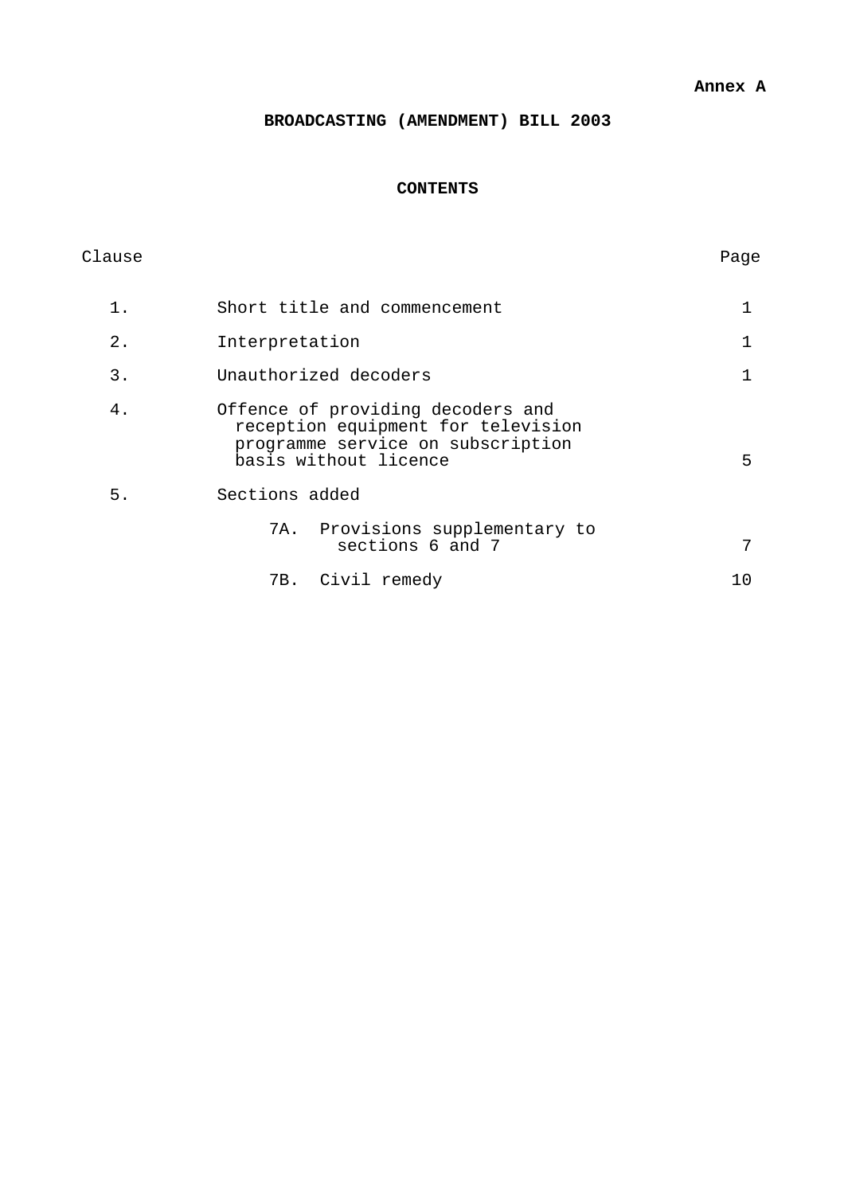**Annex A**

# BROADCASTING (AMENDMENT) BILL 2003

## CONTENTS

| Clause | | Page |
|---|---|---|
| 1. | Short title and commencement | 1 |
| 2. | Interpretation | 1 |
| 3. | Unauthorized decoders | 1 |
| 4. | Offence of providing decoders and reception equipment for television programme service on subscription basis without licence | 5 |
| 5. | Sections added | |
| | 7A. Provisions supplementary to sections 6 and 7 | 7 |
| | 7B. Civil remedy | 10 |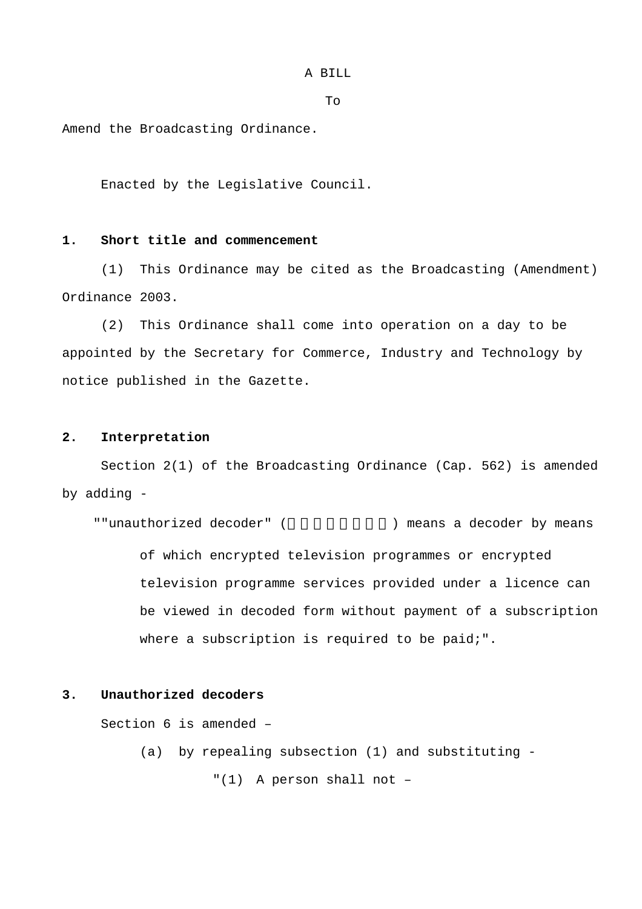A BILL

To

Amend the Broadcasting Ordinance.

Enacted by the Legislative Council.

**1. Short title and commencement**

(1) This Ordinance may be cited as the Broadcasting (Amendment) Ordinance 2003.

(2) This Ordinance shall come into operation on a day to be appointed by the Secretary for Commerce, Industry and Technology by notice published in the Gazette.

**2. Interpretation**

Section 2(1) of the Broadcasting Ordinance (Cap. 562) is amended by adding -

""unauthorized decoder" (□□□□□□□) means a decoder by means of which encrypted television programmes or encrypted television programme services provided under a licence can be viewed in decoded form without payment of a subscription where a subscription is required to be paid;".

**3. Unauthorized decoders**

Section 6 is amended –

(a) by repealing subsection (1) and substituting -

"(1) A person shall not –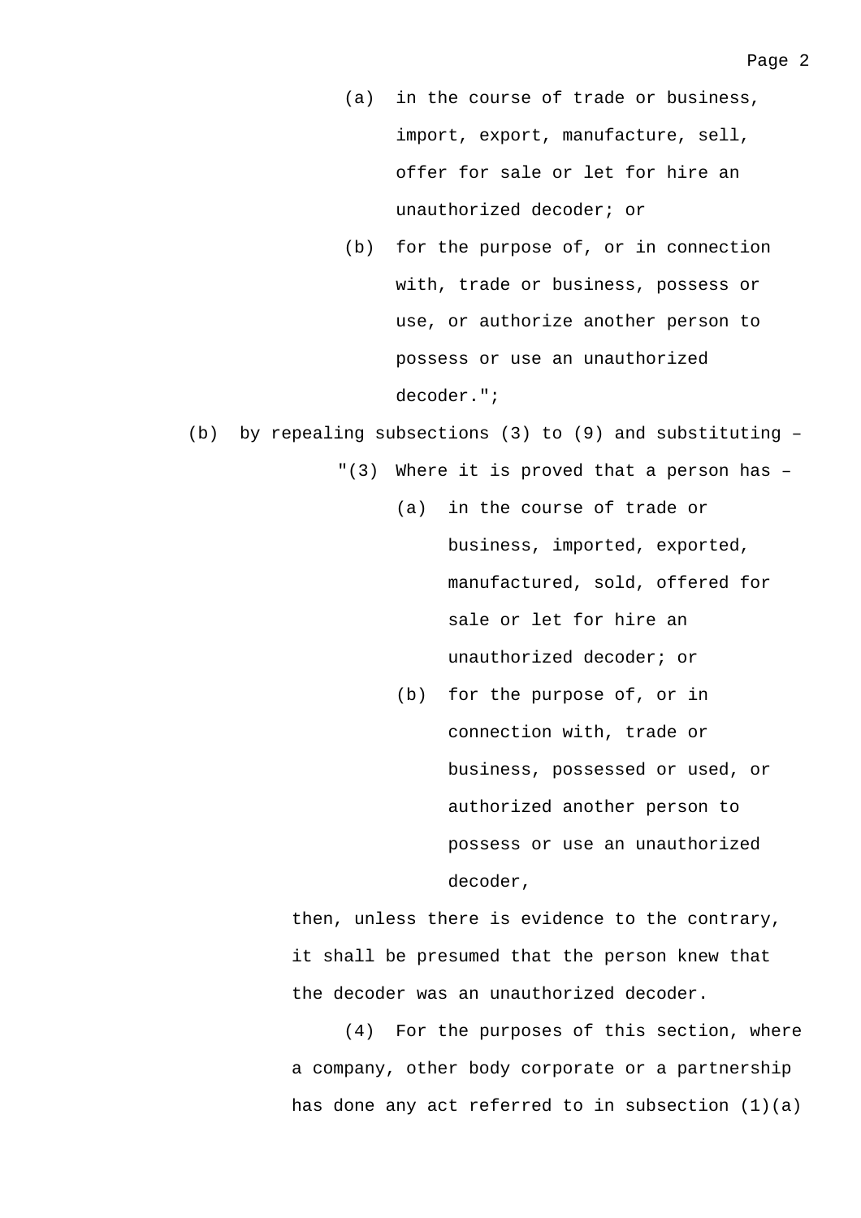(a) in the course of trade or business, import, export, manufacture, sell, offer for sale or let for hire an unauthorized decoder; or

(b) for the purpose of, or in connection with, trade or business, possess or use, or authorize another person to possess or use an unauthorized decoder.";

(b) by repealing subsections (3) to (9) and substituting –

"(3) Where it is proved that a person has –

(a) in the course of trade or business, imported, exported, manufactured, sold, offered for sale or let for hire an unauthorized decoder; or

(b) for the purpose of, or in connection with, trade or business, possessed or used, or authorized another person to possess or use an unauthorized decoder,

then, unless there is evidence to the contrary, it shall be presumed that the person knew that the decoder was an unauthorized decoder.

(4) For the purposes of this section, where a company, other body corporate or a partnership has done any act referred to in subsection (1)(a)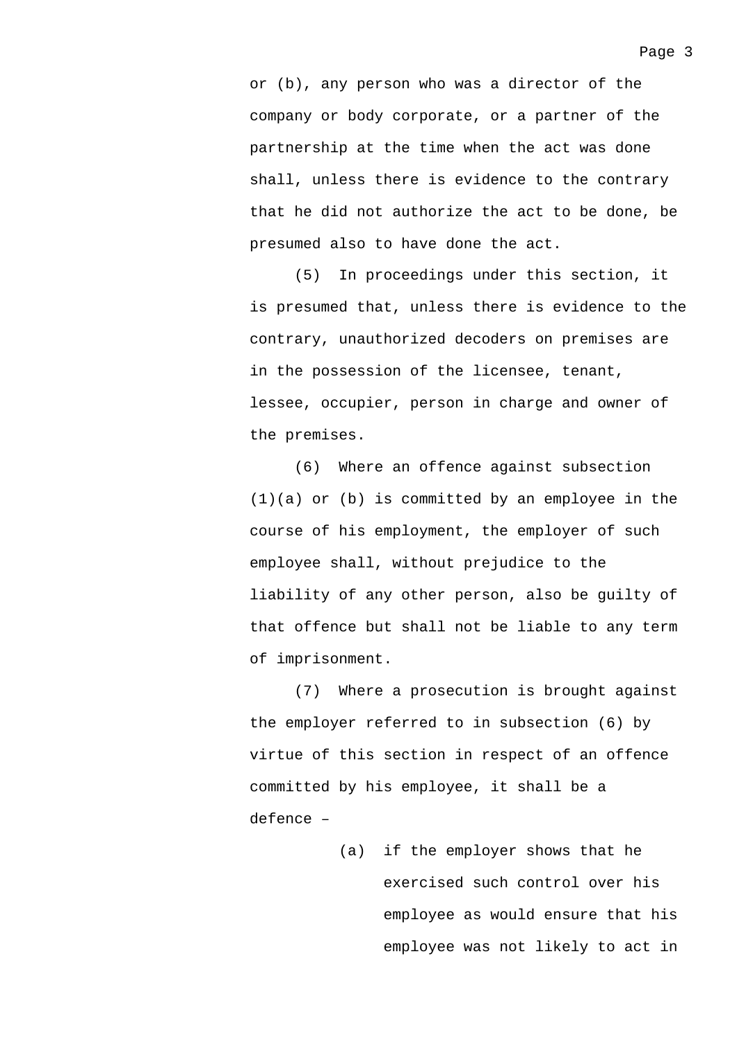or (b), any person who was a director of the company or body corporate, or a partner of the partnership at the time when the act was done shall, unless there is evidence to the contrary that he did not authorize the act to be done, be presumed also to have done the act.

(5) In proceedings under this section, it is presumed that, unless there is evidence to the contrary, unauthorized decoders on premises are in the possession of the licensee, tenant, lessee, occupier, person in charge and owner of the premises.

(6) Where an offence against subsection (1)(a) or (b) is committed by an employee in the course of his employment, the employer of such employee shall, without prejudice to the liability of any other person, also be guilty of that offence but shall not be liable to any term of imprisonment.

(7) Where a prosecution is brought against the employer referred to in subsection (6) by virtue of this section in respect of an offence committed by his employee, it shall be a defence –

(a) if the employer shows that he exercised such control over his employee as would ensure that his employee was not likely to act in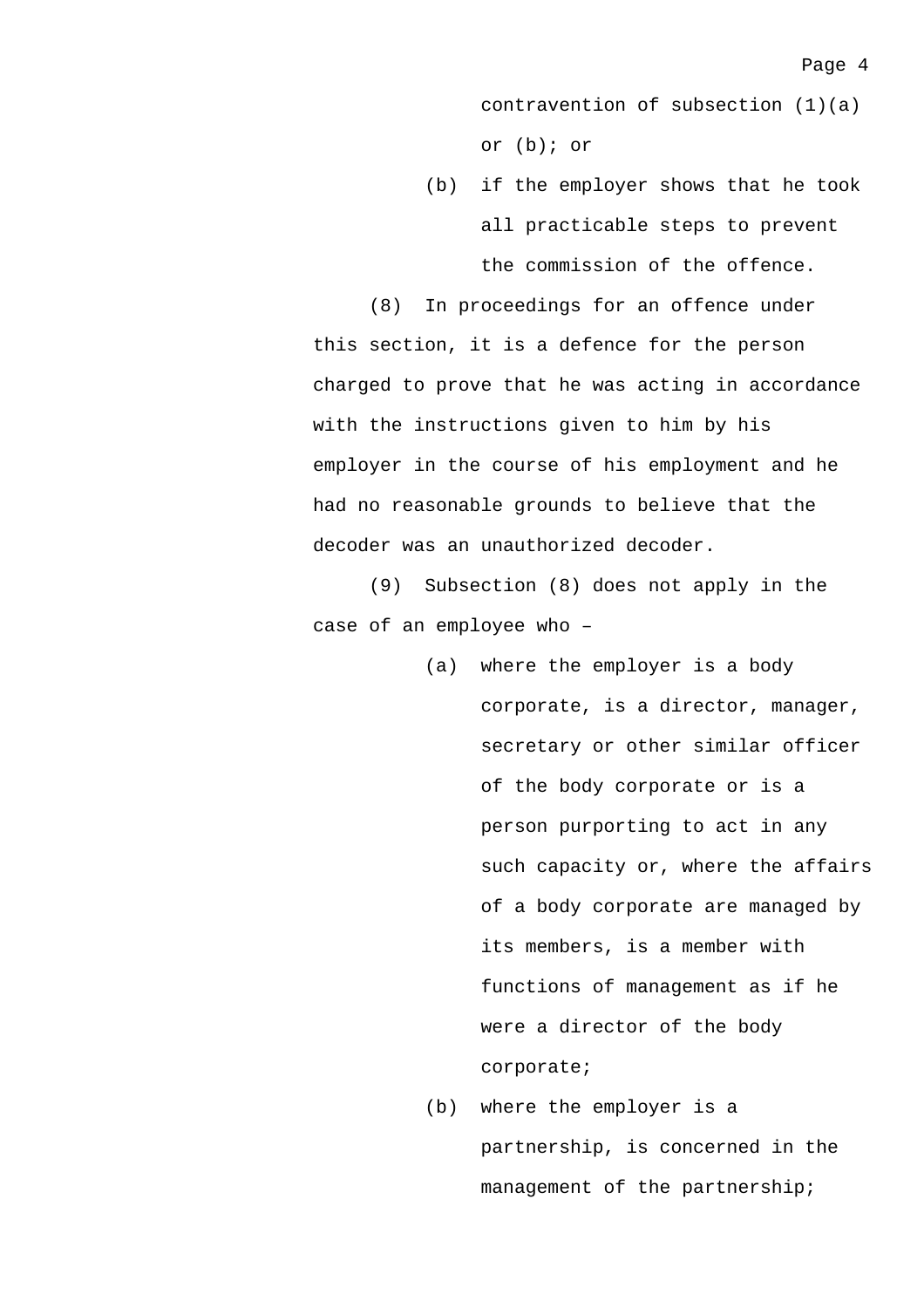contravention of subsection (1)(a) or (b); or

(b) if the employer shows that he took all practicable steps to prevent the commission of the offence.

(8) In proceedings for an offence under this section, it is a defence for the person charged to prove that he was acting in accordance with the instructions given to him by his employer in the course of his employment and he had no reasonable grounds to believe that the decoder was an unauthorized decoder.

(9) Subsection (8) does not apply in the case of an employee who –

(a) where the employer is a body corporate, is a director, manager, secretary or other similar officer of the body corporate or is a person purporting to act in any such capacity or, where the affairs of a body corporate are managed by its members, is a member with functions of management as if he were a director of the body corporate;

(b) where the employer is a partnership, is concerned in the management of the partnership;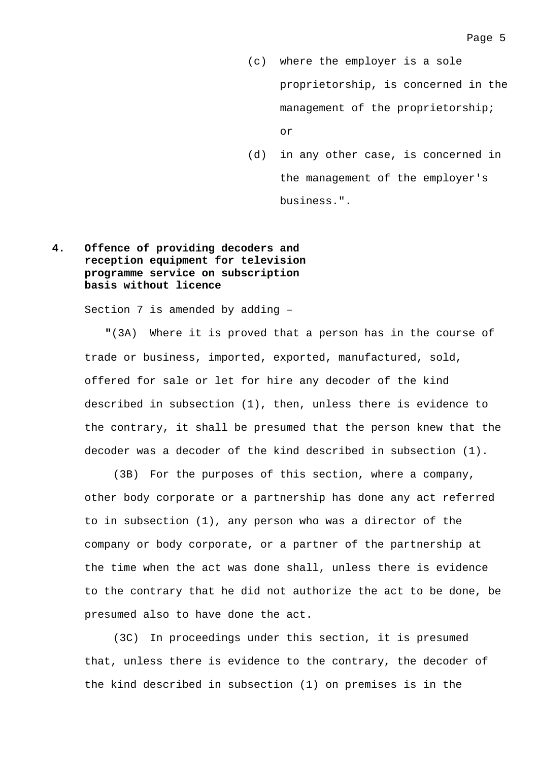(c) where the employer is a sole proprietorship, is concerned in the management of the proprietorship; or

(d) in any other case, is concerned in the management of the employer's business.".

**4. Offence of providing decoders and reception equipment for television programme service on subscription basis without licence**

Section 7 is amended by adding –

"(3A) Where it is proved that a person has in the course of trade or business, imported, exported, manufactured, sold, offered for sale or let for hire any decoder of the kind described in subsection (1), then, unless there is evidence to the contrary, it shall be presumed that the person knew that the decoder was a decoder of the kind described in subsection (1).

(3B) For the purposes of this section, where a company, other body corporate or a partnership has done any act referred to in subsection (1), any person who was a director of the company or body corporate, or a partner of the partnership at the time when the act was done shall, unless there is evidence to the contrary that he did not authorize the act to be done, be presumed also to have done the act.

(3C) In proceedings under this section, it is presumed that, unless there is evidence to the contrary, the decoder of the kind described in subsection (1) on premises is in the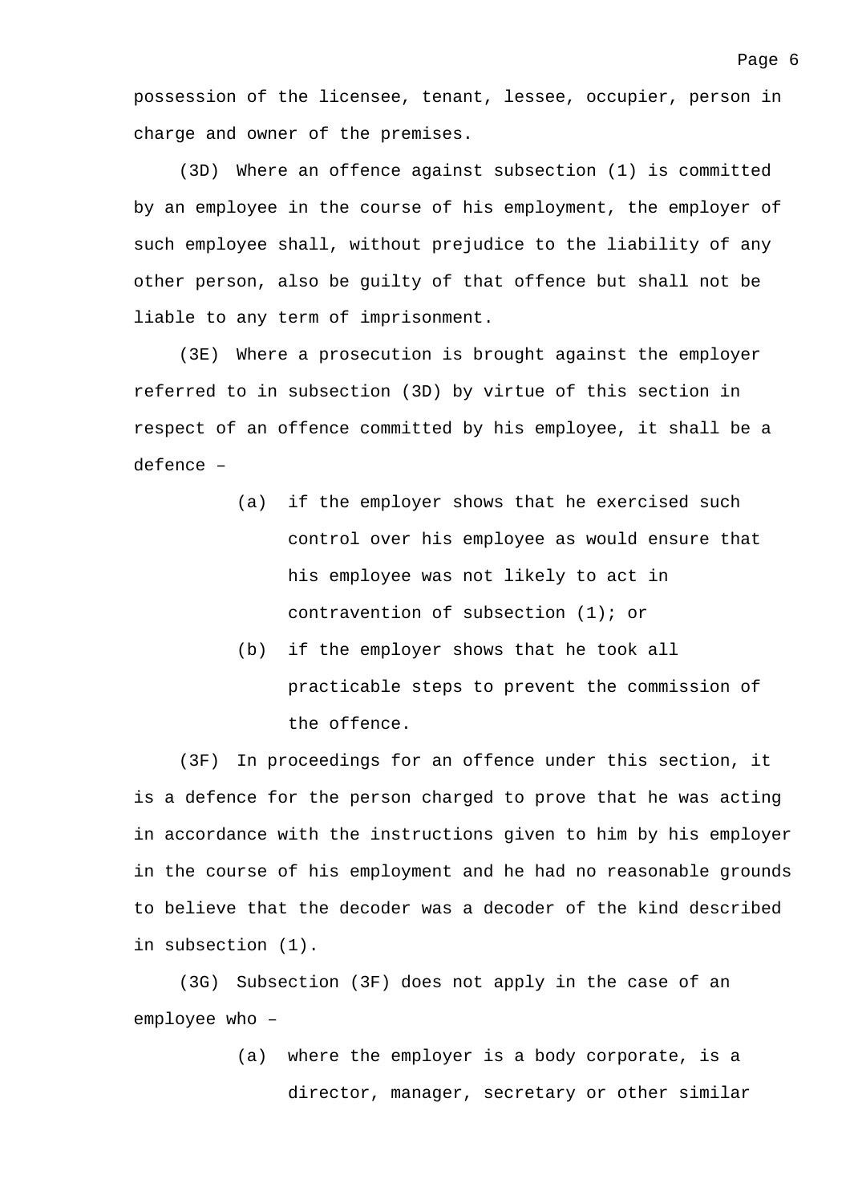possession of the licensee, tenant, lessee, occupier, person in charge and owner of the premises.

(3D) Where an offence against subsection (1) is committed by an employee in the course of his employment, the employer of such employee shall, without prejudice to the liability of any other person, also be guilty of that offence but shall not be liable to any term of imprisonment.

(3E) Where a prosecution is brought against the employer referred to in subsection (3D) by virtue of this section in respect of an offence committed by his employee, it shall be a defence –

- (a) if the employer shows that he exercised such control over his employee as would ensure that his employee was not likely to act in contravention of subsection (1); or
- (b) if the employer shows that he took all practicable steps to prevent the commission of the offence.

(3F) In proceedings for an offence under this section, it is a defence for the person charged to prove that he was acting in accordance with the instructions given to him by his employer in the course of his employment and he had no reasonable grounds to believe that the decoder was a decoder of the kind described in subsection (1).

(3G) Subsection (3F) does not apply in the case of an employee who –

- (a) where the employer is a body corporate, is a director, manager, secretary or other similar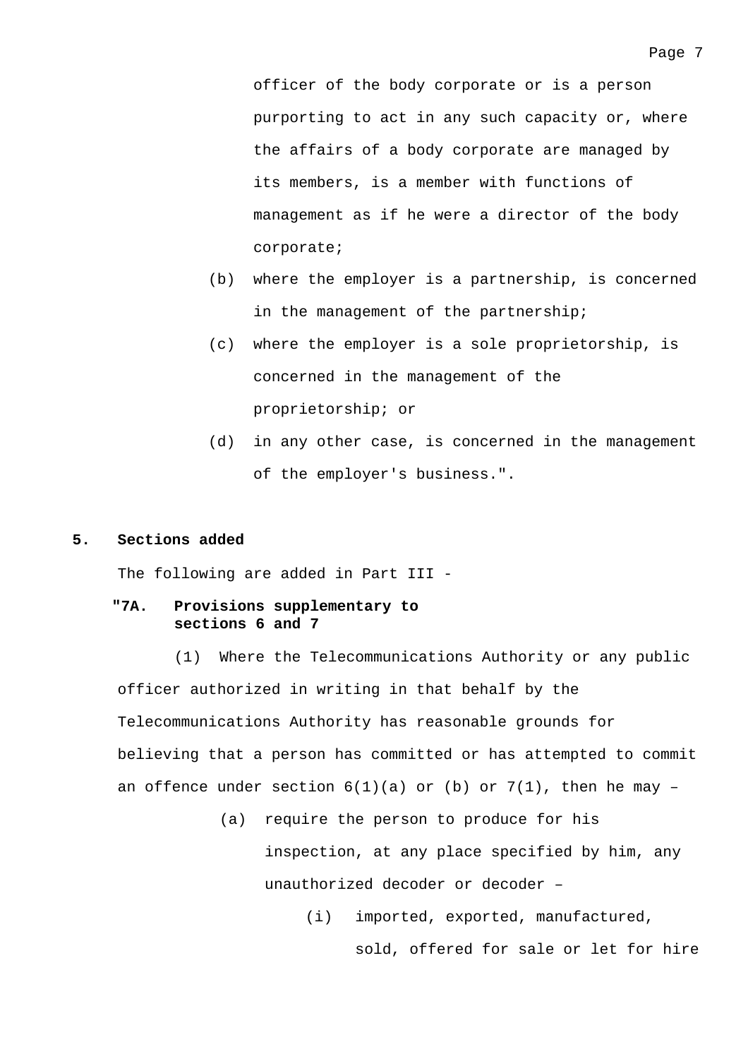officer of the body corporate or is a person purporting to act in any such capacity or, where the affairs of a body corporate are managed by its members, is a member with functions of management as if he were a director of the body corporate;

(b) where the employer is a partnership, is concerned in the management of the partnership;

(c) where the employer is a sole proprietorship, is concerned in the management of the proprietorship; or

(d) in any other case, is concerned in the management of the employer's business.".

**5. Sections added**

The following are added in Part III -

**"7A. Provisions supplementary to sections 6 and 7**

(1) Where the Telecommunications Authority or any public officer authorized in writing in that behalf by the Telecommunications Authority has reasonable grounds for believing that a person has committed or has attempted to commit an offence under section 6(1)(a) or (b) or 7(1), then he may –

(a) require the person to produce for his inspection, at any place specified by him, any unauthorized decoder or decoder –

(i) imported, exported, manufactured, sold, offered for sale or let for hire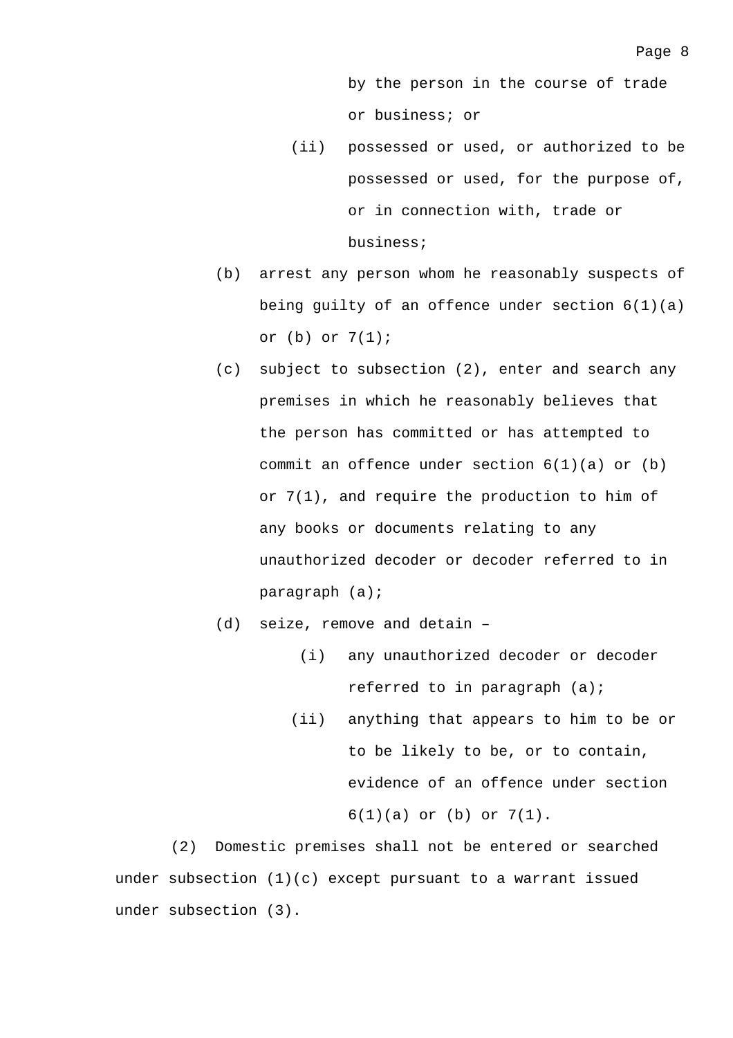by the person in the course of trade or business; or

(ii) possessed or used, or authorized to be possessed or used, for the purpose of, or in connection with, trade or business;

(b) arrest any person whom he reasonably suspects of being guilty of an offence under section 6(1)(a) or (b) or 7(1);

(c) subject to subsection (2), enter and search any premises in which he reasonably believes that the person has committed or has attempted to commit an offence under section 6(1)(a) or (b) or 7(1), and require the production to him of any books or documents relating to any unauthorized decoder or decoder referred to in paragraph (a);

(d) seize, remove and detain –

(i) any unauthorized decoder or decoder referred to in paragraph (a);

(ii) anything that appears to him to be or to be likely to be, or to contain, evidence of an offence under section 6(1)(a) or (b) or 7(1).

(2) Domestic premises shall not be entered or searched under subsection (1)(c) except pursuant to a warrant issued under subsection (3).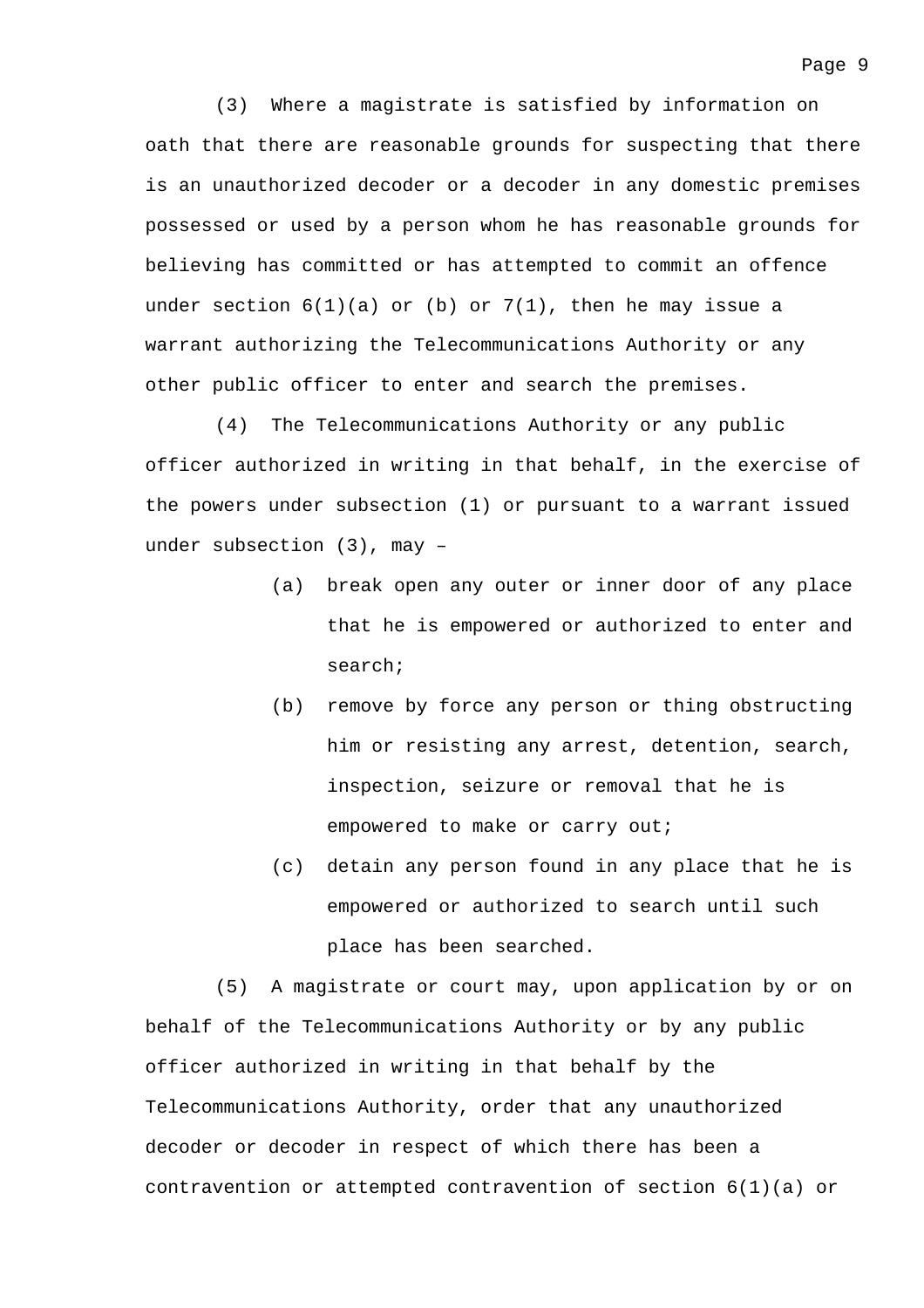(3) Where a magistrate is satisfied by information on oath that there are reasonable grounds for suspecting that there is an unauthorized decoder or a decoder in any domestic premises possessed or used by a person whom he has reasonable grounds for believing has committed or has attempted to commit an offence under section 6(1)(a) or (b) or 7(1), then he may issue a warrant authorizing the Telecommunications Authority or any other public officer to enter and search the premises.

(4) The Telecommunications Authority or any public officer authorized in writing in that behalf, in the exercise of the powers under subsection (1) or pursuant to a warrant issued under subsection (3), may –

- (a) break open any outer or inner door of any place that he is empowered or authorized to enter and search;
- (b) remove by force any person or thing obstructing him or resisting any arrest, detention, search, inspection, seizure or removal that he is empowered to make or carry out;
- (c) detain any person found in any place that he is empowered or authorized to search until such place has been searched.

(5) A magistrate or court may, upon application by or on behalf of the Telecommunications Authority or by any public officer authorized in writing in that behalf by the Telecommunications Authority, order that any unauthorized decoder or decoder in respect of which there has been a contravention or attempted contravention of section 6(1)(a) or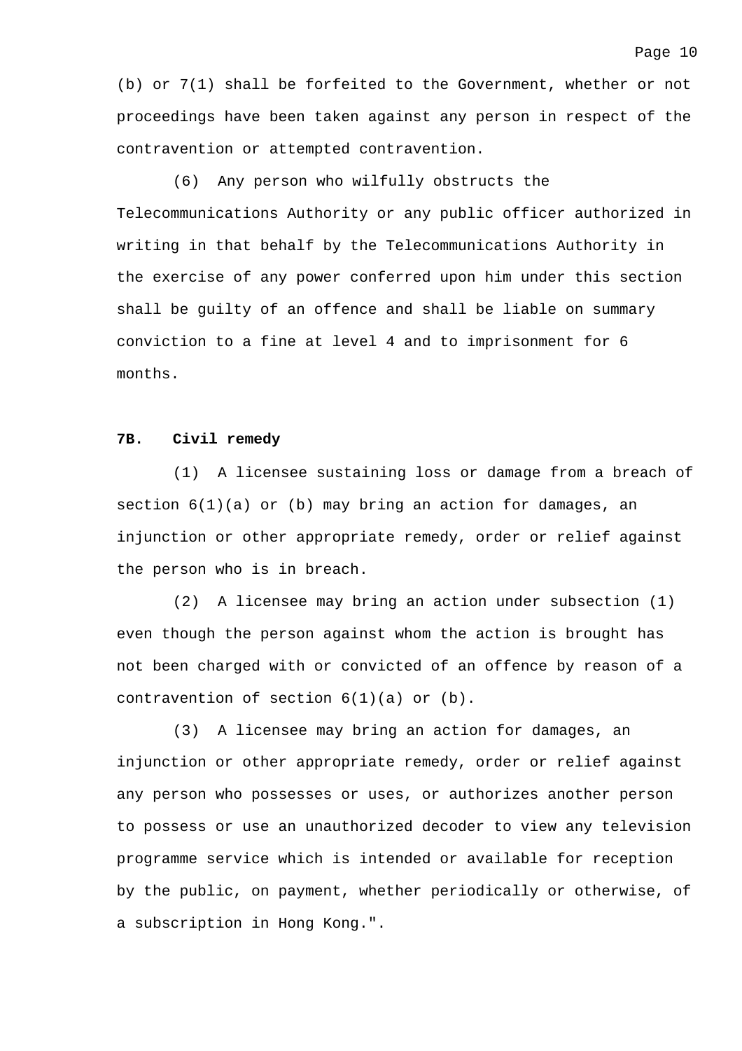(b) or 7(1) shall be forfeited to the Government, whether or not proceedings have been taken against any person in respect of the contravention or attempted contravention.

(6) Any person who wilfully obstructs the Telecommunications Authority or any public officer authorized in writing in that behalf by the Telecommunications Authority in the exercise of any power conferred upon him under this section shall be guilty of an offence and shall be liable on summary conviction to a fine at level 4 and to imprisonment for 6 months.

**7B. Civil remedy**

(1) A licensee sustaining loss or damage from a breach of section 6(1)(a) or (b) may bring an action for damages, an injunction or other appropriate remedy, order or relief against the person who is in breach.

(2) A licensee may bring an action under subsection (1) even though the person against whom the action is brought has not been charged with or convicted of an offence by reason of a contravention of section 6(1)(a) or (b).

(3) A licensee may bring an action for damages, an injunction or other appropriate remedy, order or relief against any person who possesses or uses, or authorizes another person to possess or use an unauthorized decoder to view any television programme service which is intended or available for reception by the public, on payment, whether periodically or otherwise, of a subscription in Hong Kong.".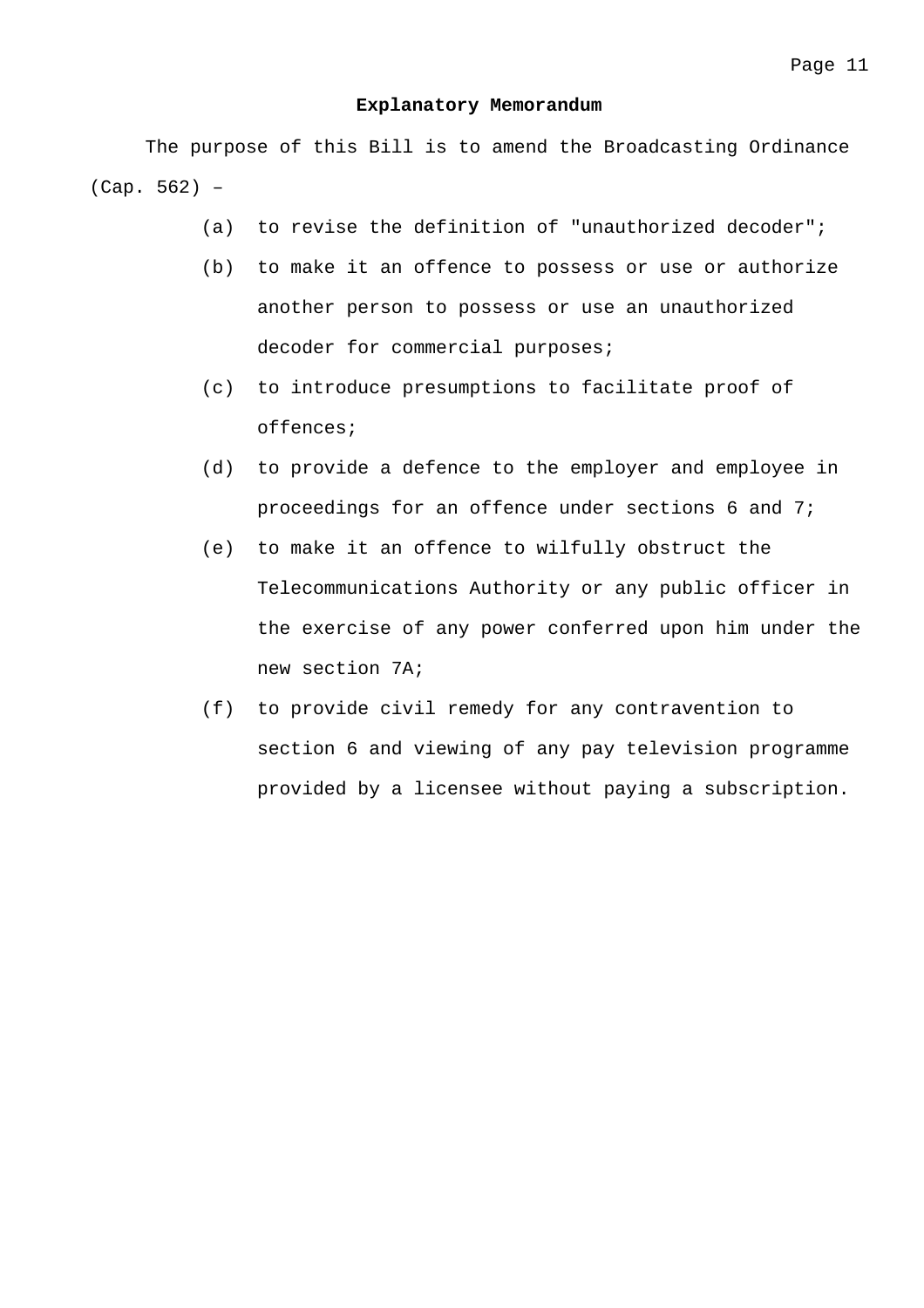## Explanatory Memorandum

The purpose of this Bill is to amend the Broadcasting Ordinance (Cap. 562) –

(a) to revise the definition of "unauthorized decoder";

(b) to make it an offence to possess or use or authorize another person to possess or use an unauthorized decoder for commercial purposes;

(c) to introduce presumptions to facilitate proof of offences;

(d) to provide a defence to the employer and employee in proceedings for an offence under sections 6 and 7;

(e) to make it an offence to wilfully obstruct the Telecommunications Authority or any public officer in the exercise of any power conferred upon him under the new section 7A;

(f) to provide civil remedy for any contravention to section 6 and viewing of any pay television programme provided by a licensee without paying a subscription.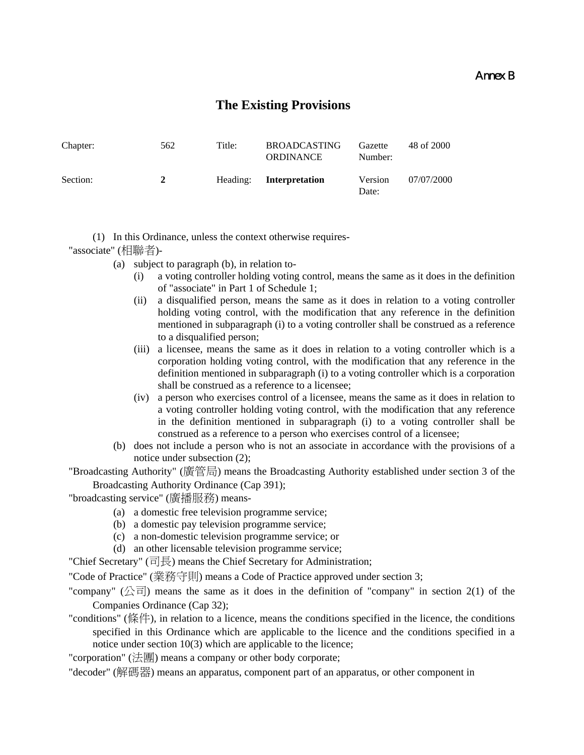Annex B

# The Existing Provisions

| Chapter: | 562 | Title: | BROADCASTING ORDINANCE | Gazette Number: | 48 of 2000 |
|---|---|---|---|---|---|
| Section: | **2** | Heading: | **Interpretation** | Version Date: | 07/07/2000 |

(1) In this Ordinance, unless the context otherwise requires-

"associate" (相聯者)-

- (a) subject to paragraph (b), in relation to-
  - (i) a voting controller holding voting control, means the same as it does in the definition of "associate" in Part 1 of Schedule 1;
  - (ii) a disqualified person, means the same as it does in relation to a voting controller holding voting control, with the modification that any reference in the definition mentioned in subparagraph (i) to a voting controller shall be construed as a reference to a disqualified person;
  - (iii) a licensee, means the same as it does in relation to a voting controller which is a corporation holding voting control, with the modification that any reference in the definition mentioned in subparagraph (i) to a voting controller which is a corporation shall be construed as a reference to a licensee;
  - (iv) a person who exercises control of a licensee, means the same as it does in relation to a voting controller holding voting control, with the modification that any reference in the definition mentioned in subparagraph (i) to a voting controller shall be construed as a reference to a person who exercises control of a licensee;
- (b) does not include a person who is not an associate in accordance with the provisions of a notice under subsection (2);

"Broadcasting Authority" (廣管局) means the Broadcasting Authority established under section 3 of the Broadcasting Authority Ordinance (Cap 391);

"broadcasting service" (廣播服務) means-

- (a) a domestic free television programme service;
- (b) a domestic pay television programme service;
- (c) a non-domestic television programme service; or
- (d) an other licensable television programme service;

"Chief Secretary" (司長) means the Chief Secretary for Administration;

"Code of Practice" (業務守則) means a Code of Practice approved under section 3;

"company" (公司) means the same as it does in the definition of "company" in section 2(1) of the Companies Ordinance (Cap 32);

"conditions" (條件), in relation to a licence, means the conditions specified in the licence, the conditions specified in this Ordinance which are applicable to the licence and the conditions specified in a notice under section 10(3) which are applicable to the licence;

"corporation" (法團) means a company or other body corporate;

"decoder" (解碼器) means an apparatus, component part of an apparatus, or other component in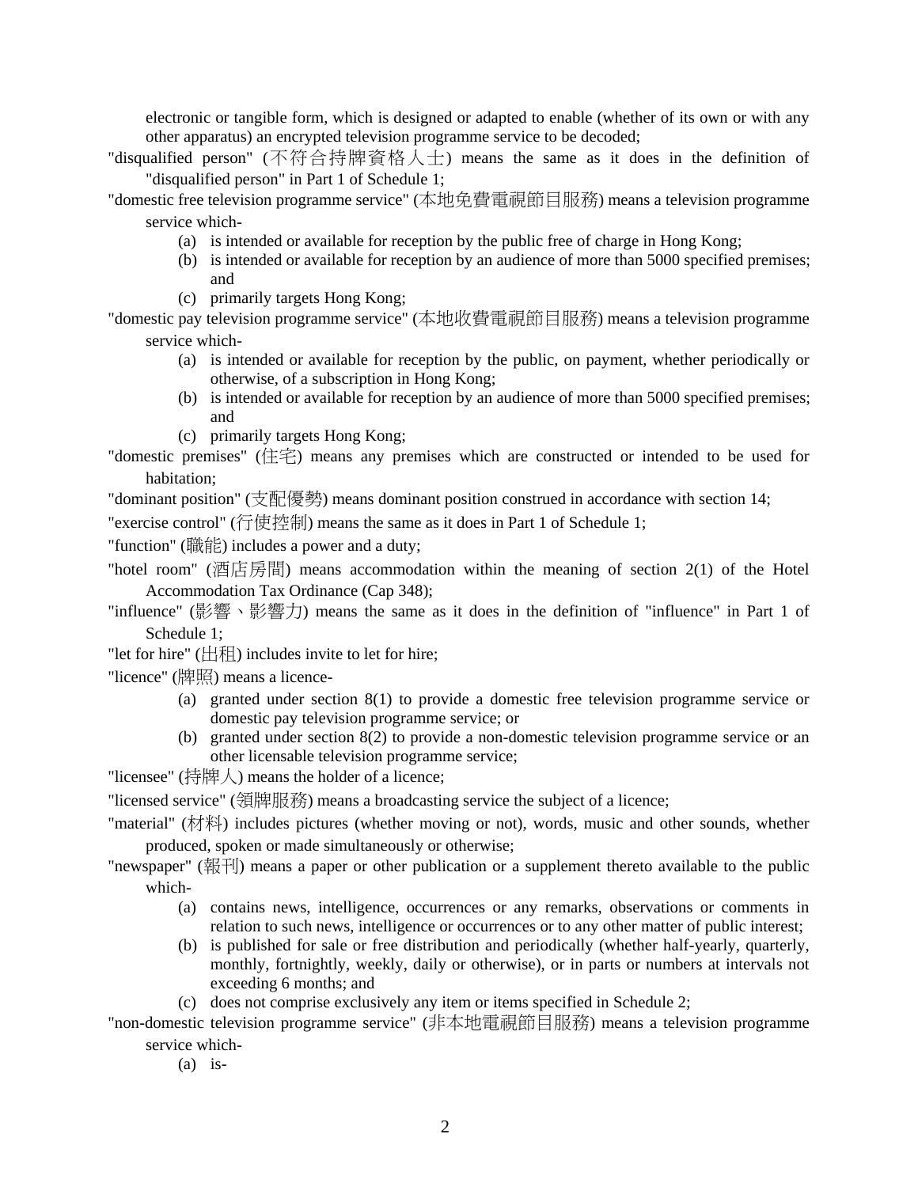electronic or tangible form, which is designed or adapted to enable (whether of its own or with any other apparatus) an encrypted television programme service to be decoded;

"disqualified person" (不符合持牌資格人士) means the same as it does in the definition of "disqualified person" in Part 1 of Schedule 1;

"domestic free television programme service" (本地免費電視節目服務) means a television programme service which-

- (a) is intended or available for reception by the public free of charge in Hong Kong;
- (b) is intended or available for reception by an audience of more than 5000 specified premises; and
- (c) primarily targets Hong Kong;

"domestic pay television programme service" (本地收費電視節目服務) means a television programme service which-

- (a) is intended or available for reception by the public, on payment, whether periodically or otherwise, of a subscription in Hong Kong;
- (b) is intended or available for reception by an audience of more than 5000 specified premises; and
- (c) primarily targets Hong Kong;

"domestic premises" (住宅) means any premises which are constructed or intended to be used for habitation;

"dominant position" (支配優勢) means dominant position construed in accordance with section 14;

"exercise control" (行使控制) means the same as it does in Part 1 of Schedule 1;

"function" (職能) includes a power and a duty;

"hotel room" (酒店房間) means accommodation within the meaning of section 2(1) of the Hotel Accommodation Tax Ordinance (Cap 348);

"influence" (影響、影響力) means the same as it does in the definition of "influence" in Part 1 of Schedule 1;

"let for hire" (出租) includes invite to let for hire;

"licence" (牌照) means a licence-

- (a) granted under section 8(1) to provide a domestic free television programme service or domestic pay television programme service; or
- (b) granted under section 8(2) to provide a non-domestic television programme service or an other licensable television programme service;

"licensee" (持牌人) means the holder of a licence;

"licensed service" (領牌服務) means a broadcasting service the subject of a licence;

"material" (材料) includes pictures (whether moving or not), words, music and other sounds, whether produced, spoken or made simultaneously or otherwise;

"newspaper" (報刊) means a paper or other publication or a supplement thereto available to the public which-

- (a) contains news, intelligence, occurrences or any remarks, observations or comments in relation to such news, intelligence or occurrences or to any other matter of public interest;
- (b) is published for sale or free distribution and periodically (whether half-yearly, quarterly, monthly, fortnightly, weekly, daily or otherwise), or in parts or numbers at intervals not exceeding 6 months; and
- (c) does not comprise exclusively any item or items specified in Schedule 2;

"non-domestic television programme service" (非本地電視節目服務) means a television programme service which-

- (a) is-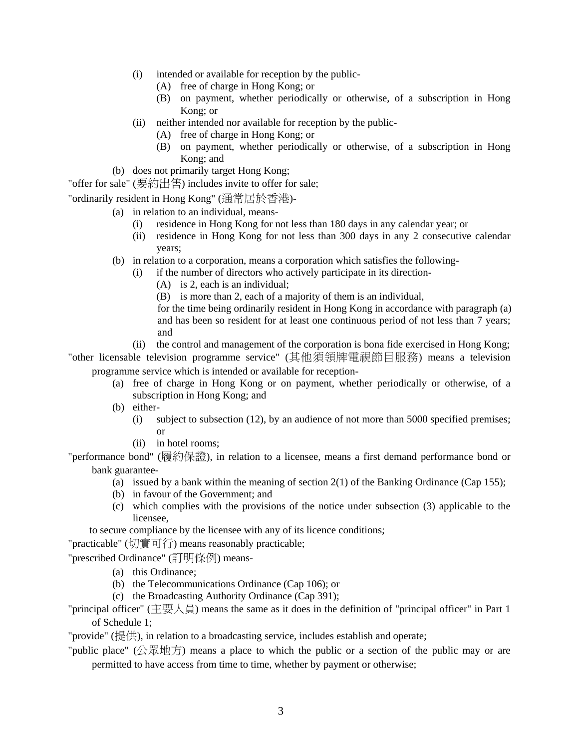(i) intended or available for reception by the public-
        (A) free of charge in Hong Kong; or
        (B) on payment, whether periodically or otherwise, of a subscription in Hong Kong; or
    (ii) neither intended nor available for reception by the public-
        (A) free of charge in Hong Kong; or
        (B) on payment, whether periodically or otherwise, of a subscription in Hong Kong; and
  (b) does not primarily target Hong Kong;

"offer for sale" (要約出售) includes invite to offer for sale;

"ordinarily resident in Hong Kong" (通常居於香港)-
  (a) in relation to an individual, means-
    (i) residence in Hong Kong for not less than 180 days in any calendar year; or
    (ii) residence in Hong Kong for not less than 300 days in any 2 consecutive calendar years;
  (b) in relation to a corporation, means a corporation which satisfies the following-
    (i) if the number of directors who actively participate in its direction-
        (A) is 2, each is an individual;
        (B) is more than 2, each of a majority of them is an individual,

      for the time being ordinarily resident in Hong Kong in accordance with paragraph (a) and has been so resident for at least one continuous period of not less than 7 years; and
    (ii) the control and management of the corporation is bona fide exercised in Hong Kong;

"other licensable television programme service" (其他須領牌電視節目服務) means a television programme service which is intended or available for reception-
  (a) free of charge in Hong Kong or on payment, whether periodically or otherwise, of a subscription in Hong Kong; and
  (b) either-
    (i) subject to subsection (12), by an audience of not more than 5000 specified premises; or
    (ii) in hotel rooms;

"performance bond" (履約保證), in relation to a licensee, means a first demand performance bond or bank guarantee-
  (a) issued by a bank within the meaning of section 2(1) of the Banking Ordinance (Cap 155);
  (b) in favour of the Government; and
  (c) which complies with the provisions of the notice under subsection (3) applicable to the licensee,

  to secure compliance by the licensee with any of its licence conditions;

"practicable" (切實可行) means reasonably practicable;

"prescribed Ordinance" (訂明條例) means-
  (a) this Ordinance;
  (b) the Telecommunications Ordinance (Cap 106); or
  (c) the Broadcasting Authority Ordinance (Cap 391);

"principal officer" (主要人員) means the same as it does in the definition of "principal officer" in Part 1 of Schedule 1;

"provide" (提供), in relation to a broadcasting service, includes establish and operate;

"public place" (公眾地方) means a place to which the public or a section of the public may or are permitted to have access from time to time, whether by payment or otherwise;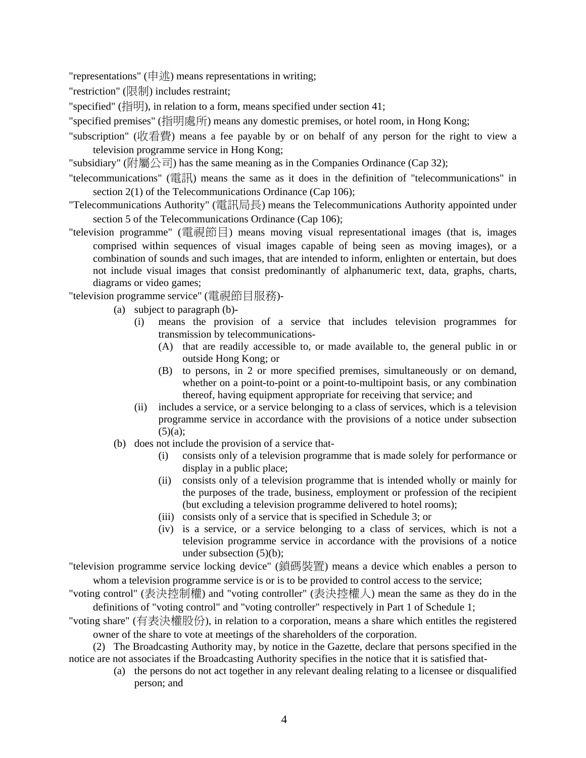"representations" (申述) means representations in writing;

"restriction" (限制) includes restraint;

"specified" (指明), in relation to a form, means specified under section 41;

"specified premises" (指明處所) means any domestic premises, or hotel room, in Hong Kong;

"subscription" (收看費) means a fee payable by or on behalf of any person for the right to view a television programme service in Hong Kong;

"subsidiary" (附屬公司) has the same meaning as in the Companies Ordinance (Cap 32);

"telecommunications" (電訊) means the same as it does in the definition of "telecommunications" in section 2(1) of the Telecommunications Ordinance (Cap 106);

"Telecommunications Authority" (電訊局長) means the Telecommunications Authority appointed under section 5 of the Telecommunications Ordinance (Cap 106);

"television programme" (電視節目) means moving visual representational images (that is, images comprised within sequences of visual images capable of being seen as moving images), or a combination of sounds and such images, that are intended to inform, enlighten or entertain, but does not include visual images that consist predominantly of alphanumeric text, data, graphs, charts, diagrams or video games;

"television programme service" (電視節目服務)-

- (a) subject to paragraph (b)-
  - (i) means the provision of a service that includes television programmes for transmission by telecommunications-
    - (A) that are readily accessible to, or made available to, the general public in or outside Hong Kong; or
    - (B) to persons, in 2 or more specified premises, simultaneously or on demand, whether on a point-to-point or a point-to-multipoint basis, or any combination thereof, having equipment appropriate for receiving that service; and
  - (ii) includes a service, or a service belonging to a class of services, which is a television programme service in accordance with the provisions of a notice under subsection (5)(a);
- (b) does not include the provision of a service that-
  - (i) consists only of a television programme that is made solely for performance or display in a public place;
  - (ii) consists only of a television programme that is intended wholly or mainly for the purposes of the trade, business, employment or profession of the recipient (but excluding a television programme delivered to hotel rooms);
  - (iii) consists only of a service that is specified in Schedule 3; or
  - (iv) is a service, or a service belonging to a class of services, which is not a television programme service in accordance with the provisions of a notice under subsection (5)(b);

"television programme service locking device" (鎖碼裝置) means a device which enables a person to whom a television programme service is or is to be provided to control access to the service;

"voting control" (表決控制權) and "voting controller" (表決控權人) mean the same as they do in the definitions of "voting control" and "voting controller" respectively in Part 1 of Schedule 1;

"voting share" (有表決權股份), in relation to a corporation, means a share which entitles the registered owner of the share to vote at meetings of the shareholders of the corporation.

(2) The Broadcasting Authority may, by notice in the Gazette, declare that persons specified in the notice are not associates if the Broadcasting Authority specifies in the notice that it is satisfied that-

- (a) the persons do not act together in any relevant dealing relating to a licensee or disqualified person; and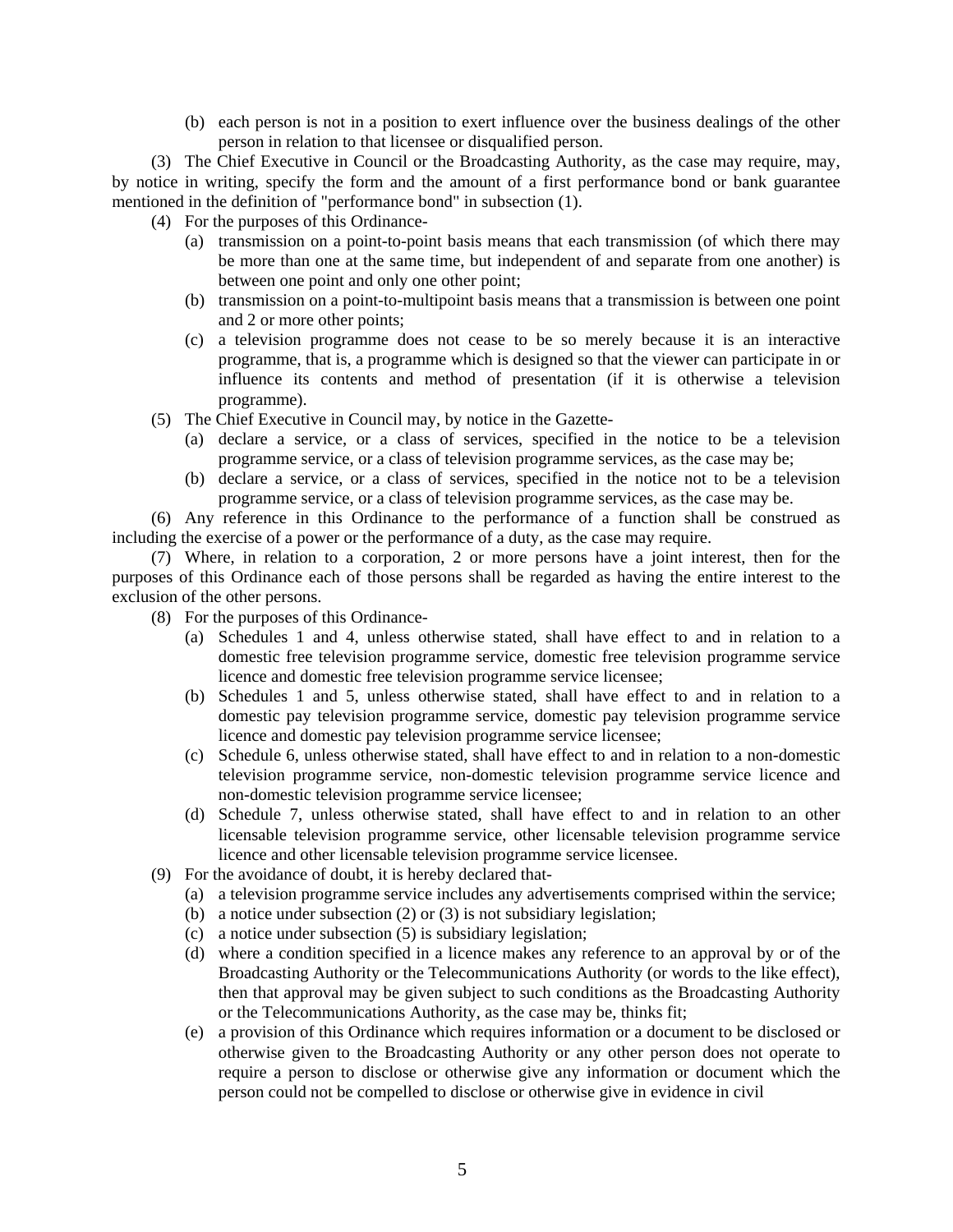(b) each person is not in a position to exert influence over the business dealings of the other person in relation to that licensee or disqualified person.

(3) The Chief Executive in Council or the Broadcasting Authority, as the case may require, may, by notice in writing, specify the form and the amount of a first performance bond or bank guarantee mentioned in the definition of "performance bond" in subsection (1).

(4) For the purposes of this Ordinance-

(a) transmission on a point-to-point basis means that each transmission (of which there may be more than one at the same time, but independent of and separate from one another) is between one point and only one other point;

(b) transmission on a point-to-multipoint basis means that a transmission is between one point and 2 or more other points;

(c) a television programme does not cease to be so merely because it is an interactive programme, that is, a programme which is designed so that the viewer can participate in or influence its contents and method of presentation (if it is otherwise a television programme).

(5) The Chief Executive in Council may, by notice in the Gazette-

(a) declare a service, or a class of services, specified in the notice to be a television programme service, or a class of television programme services, as the case may be;

(b) declare a service, or a class of services, specified in the notice not to be a television programme service, or a class of television programme services, as the case may be.

(6) Any reference in this Ordinance to the performance of a function shall be construed as including the exercise of a power or the performance of a duty, as the case may require.

(7) Where, in relation to a corporation, 2 or more persons have a joint interest, then for the purposes of this Ordinance each of those persons shall be regarded as having the entire interest to the exclusion of the other persons.

(8) For the purposes of this Ordinance-

(a) Schedules 1 and 4, unless otherwise stated, shall have effect to and in relation to a domestic free television programme service, domestic free television programme service licence and domestic free television programme service licensee;

(b) Schedules 1 and 5, unless otherwise stated, shall have effect to and in relation to a domestic pay television programme service, domestic pay television programme service licence and domestic pay television programme service licensee;

(c) Schedule 6, unless otherwise stated, shall have effect to and in relation to a non-domestic television programme service, non-domestic television programme service licence and non-domestic television programme service licensee;

(d) Schedule 7, unless otherwise stated, shall have effect to and in relation to an other licensable television programme service, other licensable television programme service licence and other licensable television programme service licensee.

(9) For the avoidance of doubt, it is hereby declared that-

(a) a television programme service includes any advertisements comprised within the service;

(b) a notice under subsection (2) or (3) is not subsidiary legislation;

(c) a notice under subsection (5) is subsidiary legislation;

(d) where a condition specified in a licence makes any reference to an approval by or of the Broadcasting Authority or the Telecommunications Authority (or words to the like effect), then that approval may be given subject to such conditions as the Broadcasting Authority or the Telecommunications Authority, as the case may be, thinks fit;

(e) a provision of this Ordinance which requires information or a document to be disclosed or otherwise given to the Broadcasting Authority or any other person does not operate to require a person to disclose or otherwise give any information or document which the person could not be compelled to disclose or otherwise give in evidence in civil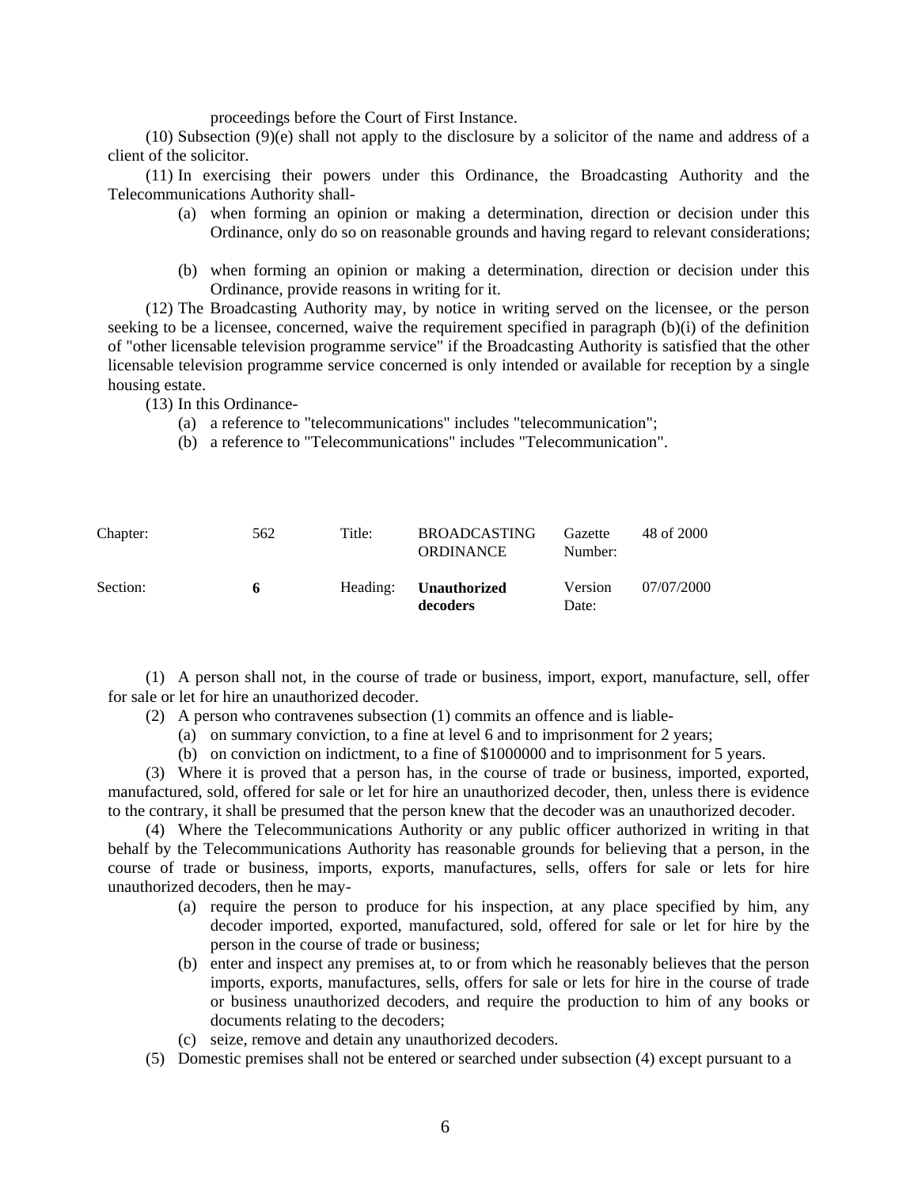proceedings before the Court of First Instance.

(10) Subsection (9)(e) shall not apply to the disclosure by a solicitor of the name and address of a client of the solicitor.

(11) In exercising their powers under this Ordinance, the Broadcasting Authority and the Telecommunications Authority shall-

- (a) when forming an opinion or making a determination, direction or decision under this Ordinance, only do so on reasonable grounds and having regard to relevant considerations;
- (b) when forming an opinion or making a determination, direction or decision under this Ordinance, provide reasons in writing for it.

(12) The Broadcasting Authority may, by notice in writing served on the licensee, or the person seeking to be a licensee, concerned, waive the requirement specified in paragraph (b)(i) of the definition of "other licensable television programme service" if the Broadcasting Authority is satisfied that the other licensable television programme service concerned is only intended or available for reception by a single housing estate.

(13) In this Ordinance-

- (a) a reference to "telecommunications" includes "telecommunication";
- (b) a reference to "Telecommunications" includes "Telecommunication".

| Chapter: | 562 | Title: | BROADCASTING ORDINANCE | Gazette Number: | 48 of 2000 |
|---|---|---|---|---|---|
| Section: | **6** | Heading: | **Unauthorized decoders** | Version Date: | 07/07/2000 |

(1) A person shall not, in the course of trade or business, import, export, manufacture, sell, offer for sale or let for hire an unauthorized decoder.

(2) A person who contravenes subsection (1) commits an offence and is liable-

- (a) on summary conviction, to a fine at level 6 and to imprisonment for 2 years;
- (b) on conviction on indictment, to a fine of $1000000 and to imprisonment for 5 years.

(3) Where it is proved that a person has, in the course of trade or business, imported, exported, manufactured, sold, offered for sale or let for hire an unauthorized decoder, then, unless there is evidence to the contrary, it shall be presumed that the person knew that the decoder was an unauthorized decoder.

(4) Where the Telecommunications Authority or any public officer authorized in writing in that behalf by the Telecommunications Authority has reasonable grounds for believing that a person, in the course of trade or business, imports, exports, manufactures, sells, offers for sale or lets for hire unauthorized decoders, then he may-

- (a) require the person to produce for his inspection, at any place specified by him, any decoder imported, exported, manufactured, sold, offered for sale or let for hire by the person in the course of trade or business;
- (b) enter and inspect any premises at, to or from which he reasonably believes that the person imports, exports, manufactures, sells, offers for sale or lets for hire in the course of trade or business unauthorized decoders, and require the production to him of any books or documents relating to the decoders;
- (c) seize, remove and detain any unauthorized decoders.

(5) Domestic premises shall not be entered or searched under subsection (4) except pursuant to a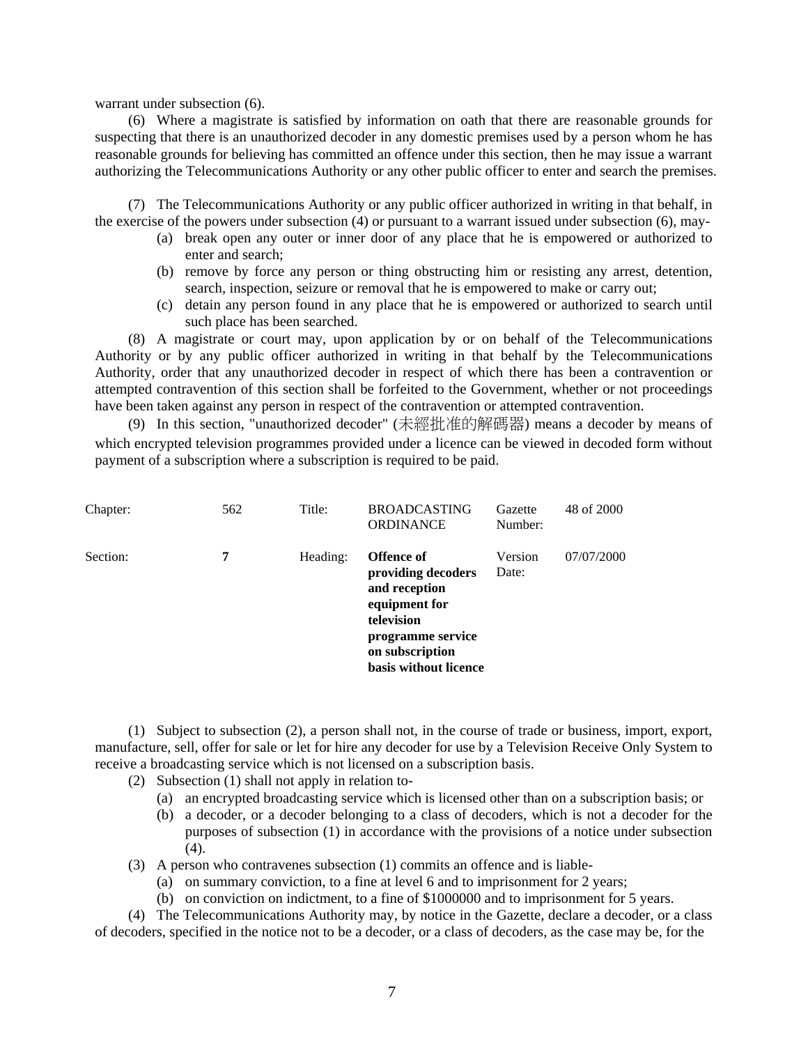warrant under subsection (6).

(6) Where a magistrate is satisfied by information on oath that there are reasonable grounds for suspecting that there is an unauthorized decoder in any domestic premises used by a person whom he has reasonable grounds for believing has committed an offence under this section, then he may issue a warrant authorizing the Telecommunications Authority or any other public officer to enter and search the premises.

(7) The Telecommunications Authority or any public officer authorized in writing in that behalf, in the exercise of the powers under subsection (4) or pursuant to a warrant issued under subsection (6), may-

- (a) break open any outer or inner door of any place that he is empowered or authorized to enter and search;
- (b) remove by force any person or thing obstructing him or resisting any arrest, detention, search, inspection, seizure or removal that he is empowered to make or carry out;
- (c) detain any person found in any place that he is empowered or authorized to search until such place has been searched.

(8) A magistrate or court may, upon application by or on behalf of the Telecommunications Authority or by any public officer authorized in writing in that behalf by the Telecommunications Authority, order that any unauthorized decoder in respect of which there has been a contravention or attempted contravention of this section shall be forfeited to the Government, whether or not proceedings have been taken against any person in respect of the contravention or attempted contravention.

(9) In this section, "unauthorized decoder" (未經批准的解碼器) means a decoder by means of which encrypted television programmes provided under a licence can be viewed in decoded form without payment of a subscription where a subscription is required to be paid.

| Chapter: | 562 | Title: | BROADCASTING ORDINANCE | Gazette Number: | 48 of 2000 |
|---|---|---|---|---|---|
| Section: | **7** | Heading: | **Offence of providing decoders and reception equipment for television programme service on subscription basis without licence** | Version Date: | 07/07/2000 |

(1) Subject to subsection (2), a person shall not, in the course of trade or business, import, export, manufacture, sell, offer for sale or let for hire any decoder for use by a Television Receive Only System to receive a broadcasting service which is not licensed on a subscription basis.

(2) Subsection (1) shall not apply in relation to-

- (a) an encrypted broadcasting service which is licensed other than on a subscription basis; or
- (b) a decoder, or a decoder belonging to a class of decoders, which is not a decoder for the purposes of subsection (1) in accordance with the provisions of a notice under subsection (4).

(3) A person who contravenes subsection (1) commits an offence and is liable-

- (a) on summary conviction, to a fine at level 6 and to imprisonment for 2 years;
- (b) on conviction on indictment, to a fine of $1000000 and to imprisonment for 5 years.

(4) The Telecommunications Authority may, by notice in the Gazette, declare a decoder, or a class of decoders, specified in the notice not to be a decoder, or a class of decoders, as the case may be, for the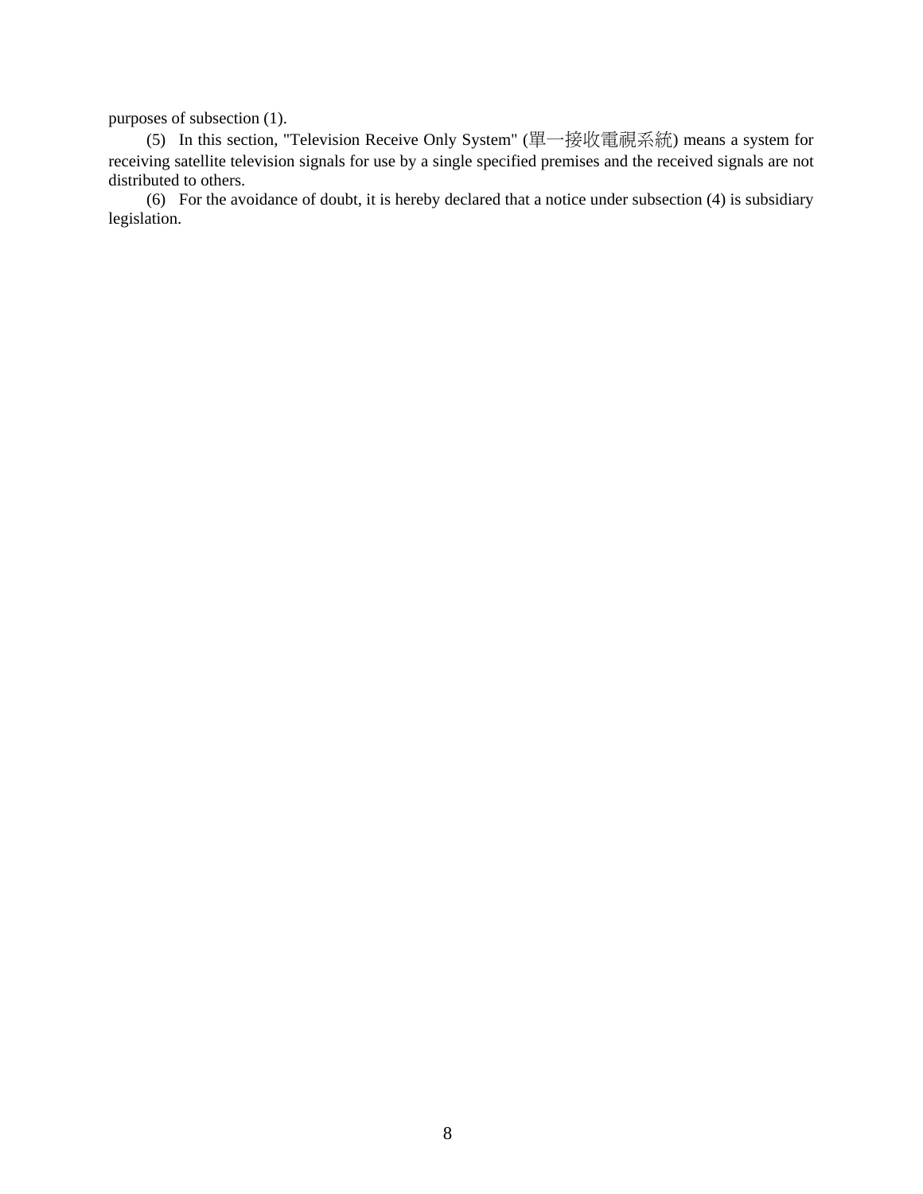purposes of subsection (1).

(5) In this section, "Television Receive Only System" (單一接收電視系統) means a system for receiving satellite television signals for use by a single specified premises and the received signals are not distributed to others.

(6) For the avoidance of doubt, it is hereby declared that a notice under subsection (4) is subsidiary legislation.